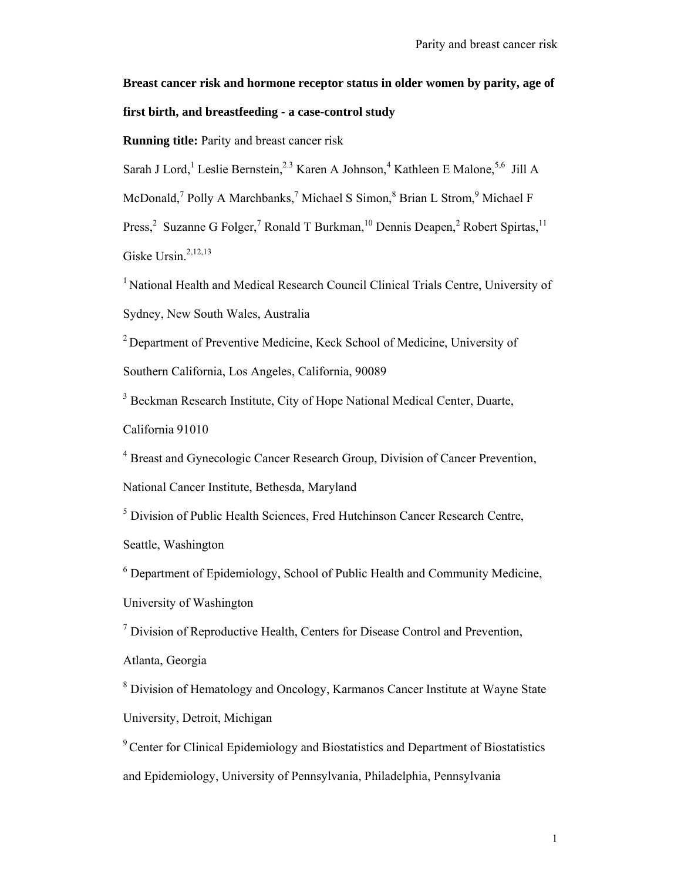**Breast cancer risk and hormone receptor status in older women by parity, age of first birth, and breastfeeding - a case-control study**

**Running title:** Parity and breast cancer risk

Sarah J Lord,[1] Leslie Bernstein,[2,3] Karen A Johnson,[4] Kathleen E Malone,[5,6] Jill A McDonald,[7] Polly A Marchbanks,[7] Michael S Simon,[8] Brian L Strom,[9] Michael F Press,[2] Suzanne G Folger,[7] Ronald T Burkman,[10] Dennis Deapen,[2] Robert Spirtas,[11] Giske Ursin.[2,12,13]

[1] National Health and Medical Research Council Clinical Trials Centre, University of Sydney, New South Wales, Australia

[2] Department of Preventive Medicine, Keck School of Medicine, University of Southern California, Los Angeles, California, 90089

[3] Beckman Research Institute, City of Hope National Medical Center, Duarte, California 91010

[4] Breast and Gynecologic Cancer Research Group, Division of Cancer Prevention, National Cancer Institute, Bethesda, Maryland

[5] Division of Public Health Sciences, Fred Hutchinson Cancer Research Centre, Seattle, Washington

[6] Department of Epidemiology, School of Public Health and Community Medicine, University of Washington

[7] Division of Reproductive Health, Centers for Disease Control and Prevention, Atlanta, Georgia

[8] Division of Hematology and Oncology, Karmanos Cancer Institute at Wayne State University, Detroit, Michigan

[9] Center for Clinical Epidemiology and Biostatistics and Department of Biostatistics and Epidemiology, University of Pennsylvania, Philadelphia, Pennsylvania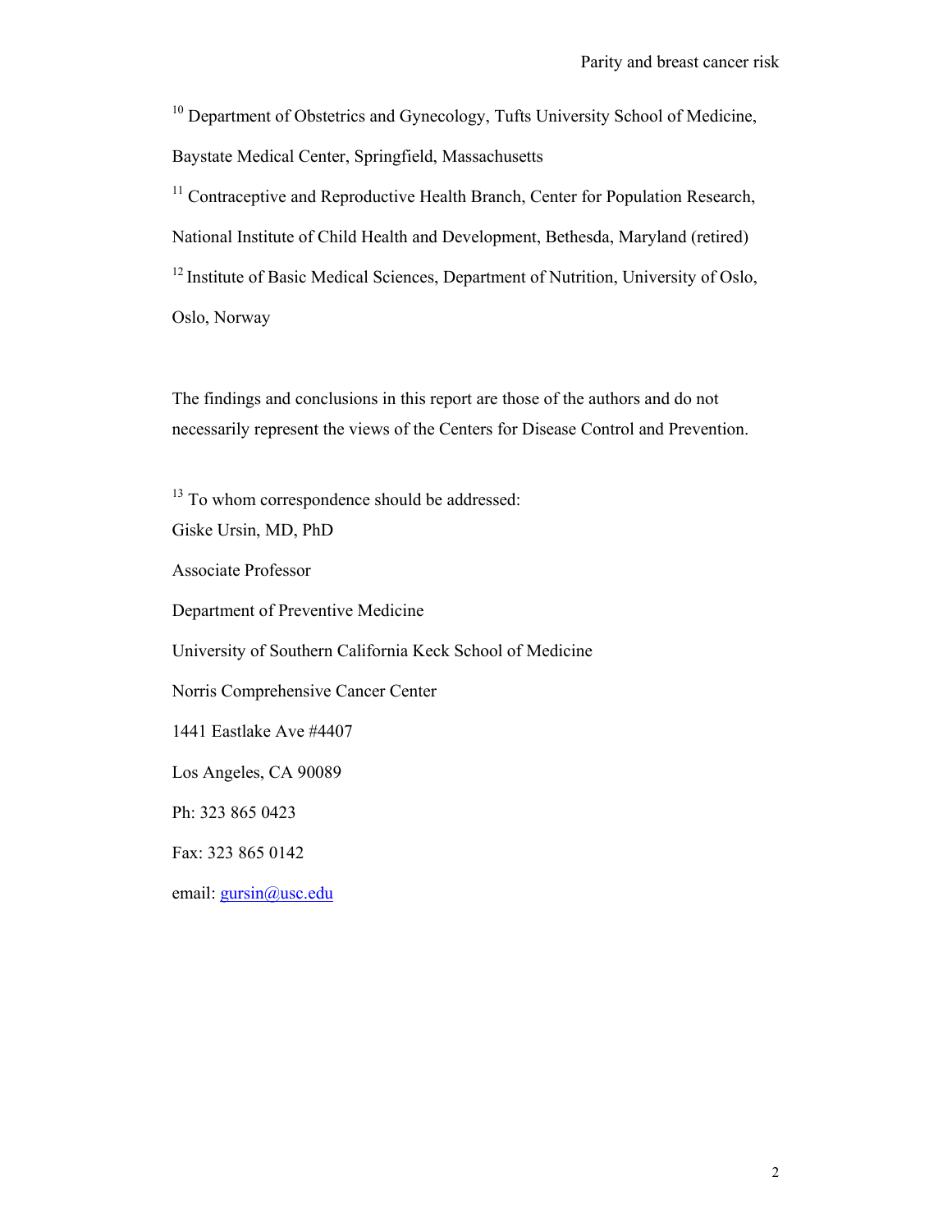[10] Department of Obstetrics and Gynecology, Tufts University School of Medicine, Baystate Medical Center, Springfield, Massachusetts

[11] Contraceptive and Reproductive Health Branch, Center for Population Research, National Institute of Child Health and Development, Bethesda, Maryland (retired)

[12] Institute of Basic Medical Sciences, Department of Nutrition, University of Oslo, Oslo, Norway

The findings and conclusions in this report are those of the authors and do not necessarily represent the views of the Centers for Disease Control and Prevention.

[13] To whom correspondence should be addressed:

Giske Ursin, MD, PhD

Associate Professor

Department of Preventive Medicine

University of Southern California Keck School of Medicine

Norris Comprehensive Cancer Center

1441 Eastlake Ave #4407

Los Angeles, CA 90089

Ph: 323 865 0423

Fax: 323 865 0142

email: gursin@usc.edu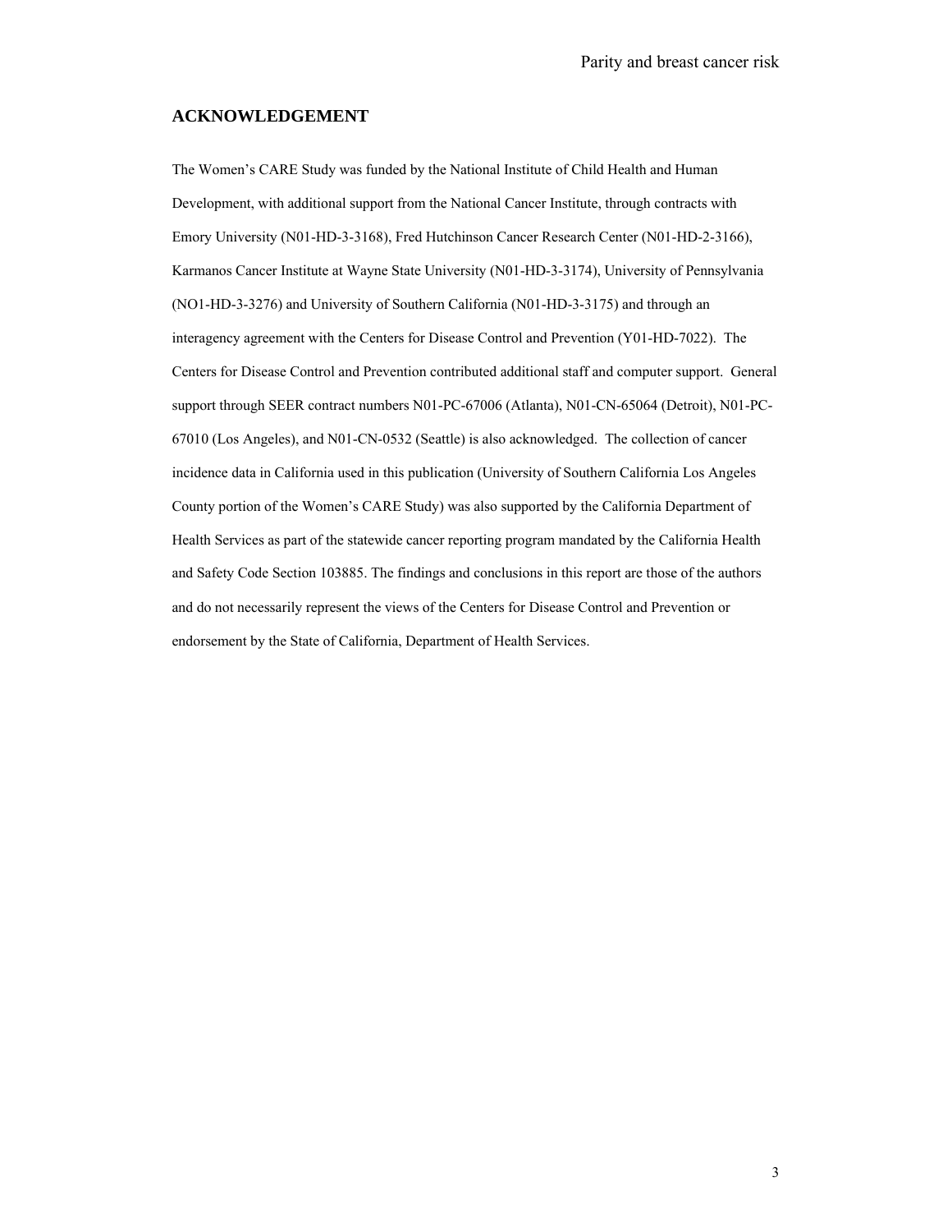## ACKNOWLEDGEMENT

The Women's CARE Study was funded by the National Institute of Child Health and Human Development, with additional support from the National Cancer Institute, through contracts with Emory University (N01-HD-3-3168), Fred Hutchinson Cancer Research Center (N01-HD-2-3166), Karmanos Cancer Institute at Wayne State University (N01-HD-3-3174), University of Pennsylvania (NO1-HD-3-3276) and University of Southern California (N01-HD-3-3175) and through an interagency agreement with the Centers for Disease Control and Prevention (Y01-HD-7022). The Centers for Disease Control and Prevention contributed additional staff and computer support. General support through SEER contract numbers N01-PC-67006 (Atlanta), N01-CN-65064 (Detroit), N01-PC-67010 (Los Angeles), and N01-CN-0532 (Seattle) is also acknowledged. The collection of cancer incidence data in California used in this publication (University of Southern California Los Angeles County portion of the Women's CARE Study) was also supported by the California Department of Health Services as part of the statewide cancer reporting program mandated by the California Health and Safety Code Section 103885. The findings and conclusions in this report are those of the authors and do not necessarily represent the views of the Centers for Disease Control and Prevention or endorsement by the State of California, Department of Health Services.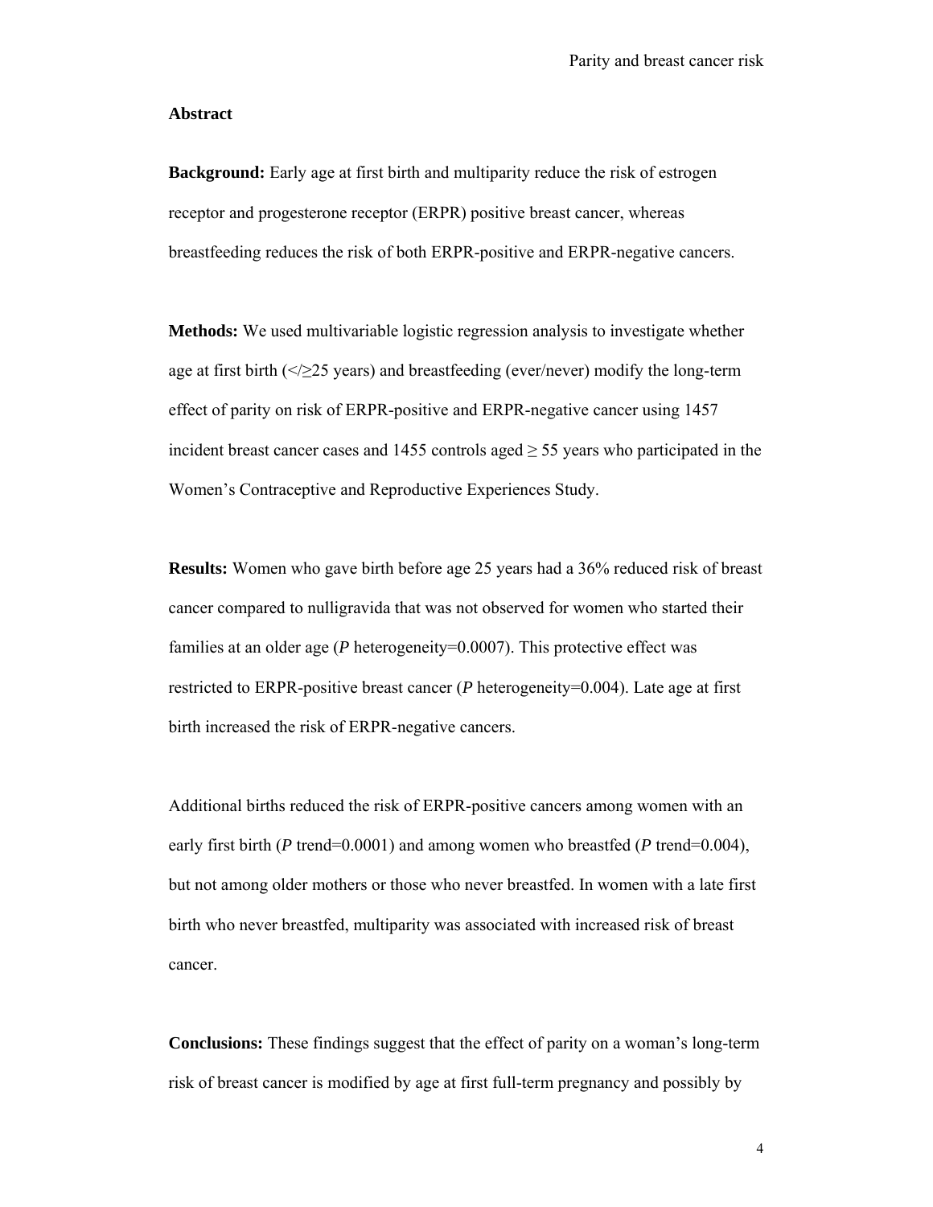## Abstract

**Background:** Early age at first birth and multiparity reduce the risk of estrogen receptor and progesterone receptor (ERPR) positive breast cancer, whereas breastfeeding reduces the risk of both ERPR-positive and ERPR-negative cancers.

**Methods:** We used multivariable logistic regression analysis to investigate whether age at first birth (</≥25 years) and breastfeeding (ever/never) modify the long-term effect of parity on risk of ERPR-positive and ERPR-negative cancer using 1457 incident breast cancer cases and 1455 controls aged ≥ 55 years who participated in the Women's Contraceptive and Reproductive Experiences Study.

**Results:** Women who gave birth before age 25 years had a 36% reduced risk of breast cancer compared to nulligravida that was not observed for women who started their families at an older age (*P* heterogeneity=0.0007). This protective effect was restricted to ERPR-positive breast cancer (*P* heterogeneity=0.004). Late age at first birth increased the risk of ERPR-negative cancers.

Additional births reduced the risk of ERPR-positive cancers among women with an early first birth (*P* trend=0.0001) and among women who breastfed (*P* trend=0.004), but not among older mothers or those who never breastfed. In women with a late first birth who never breastfed, multiparity was associated with increased risk of breast cancer.

**Conclusions:** These findings suggest that the effect of parity on a woman's long-term risk of breast cancer is modified by age at first full-term pregnancy and possibly by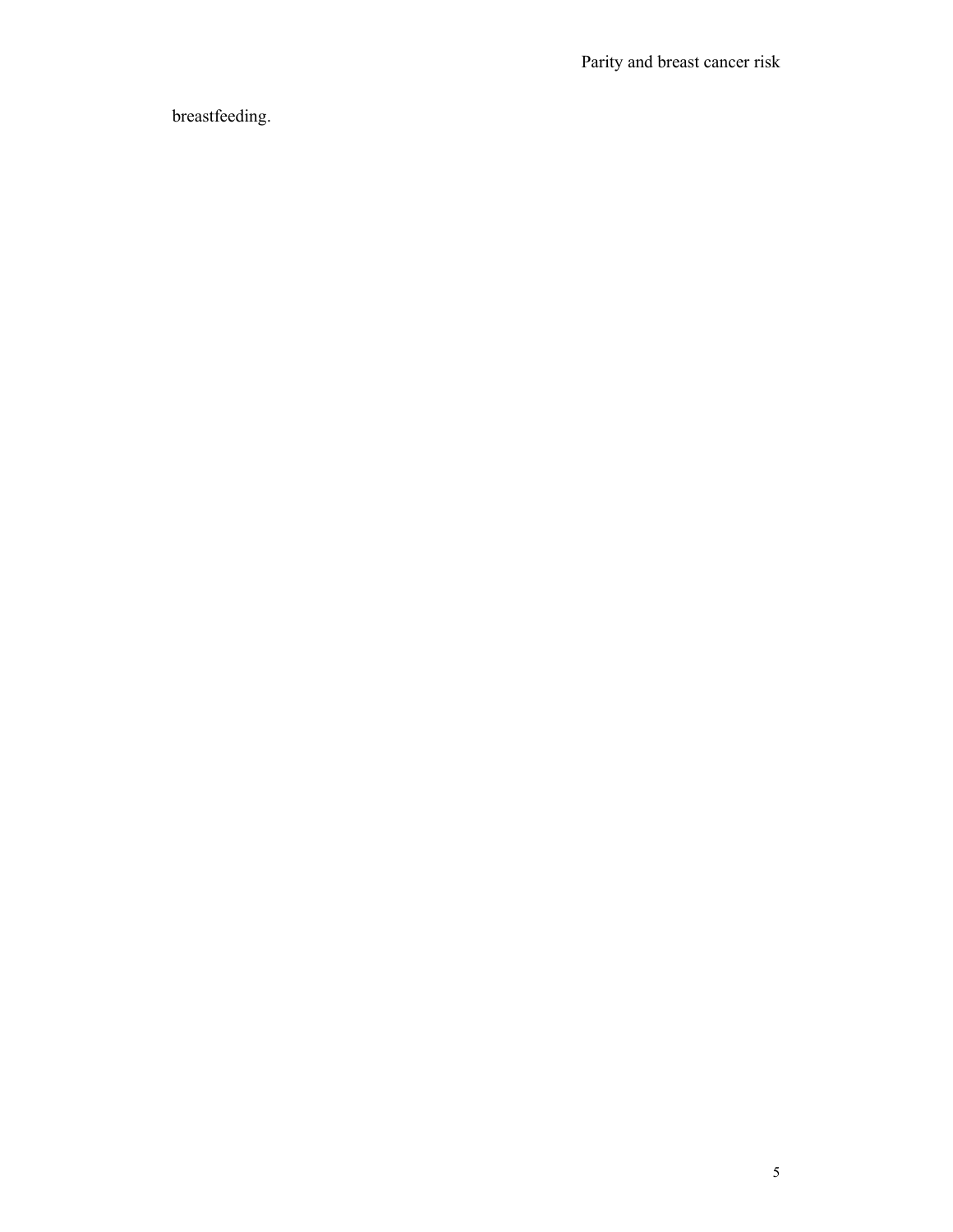breastfeeding.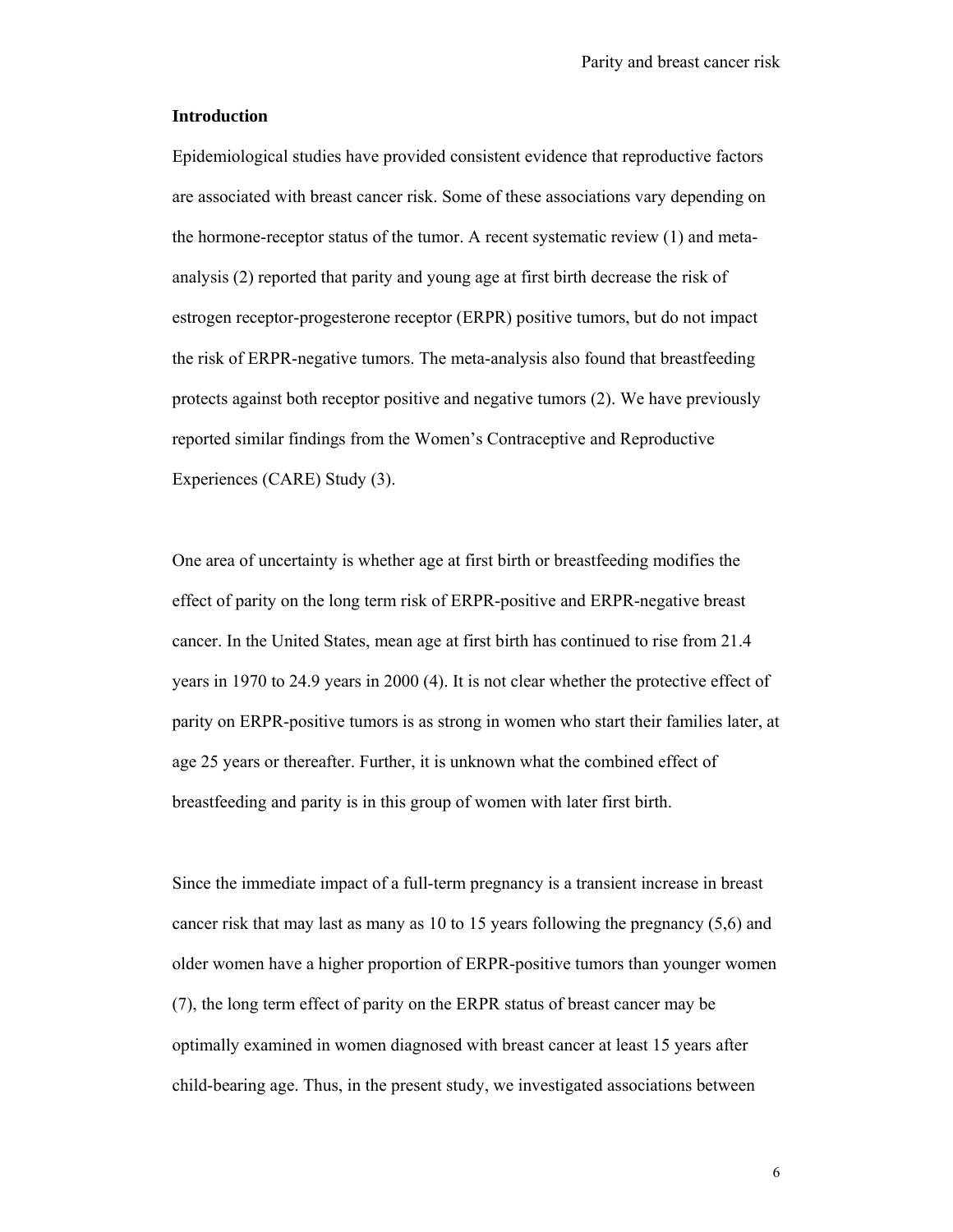## Introduction

Epidemiological studies have provided consistent evidence that reproductive factors are associated with breast cancer risk. Some of these associations vary depending on the hormone-receptor status of the tumor. A recent systematic review (1) and meta-analysis (2) reported that parity and young age at first birth decrease the risk of estrogen receptor-progesterone receptor (ERPR) positive tumors, but do not impact the risk of ERPR-negative tumors. The meta-analysis also found that breastfeeding protects against both receptor positive and negative tumors (2). We have previously reported similar findings from the Women's Contraceptive and Reproductive Experiences (CARE) Study (3).

One area of uncertainty is whether age at first birth or breastfeeding modifies the effect of parity on the long term risk of ERPR-positive and ERPR-negative breast cancer. In the United States, mean age at first birth has continued to rise from 21.4 years in 1970 to 24.9 years in 2000 (4). It is not clear whether the protective effect of parity on ERPR-positive tumors is as strong in women who start their families later, at age 25 years or thereafter. Further, it is unknown what the combined effect of breastfeeding and parity is in this group of women with later first birth.

Since the immediate impact of a full-term pregnancy is a transient increase in breast cancer risk that may last as many as 10 to 15 years following the pregnancy (5,6) and older women have a higher proportion of ERPR-positive tumors than younger women (7), the long term effect of parity on the ERPR status of breast cancer may be optimally examined in women diagnosed with breast cancer at least 15 years after child-bearing age. Thus, in the present study, we investigated associations between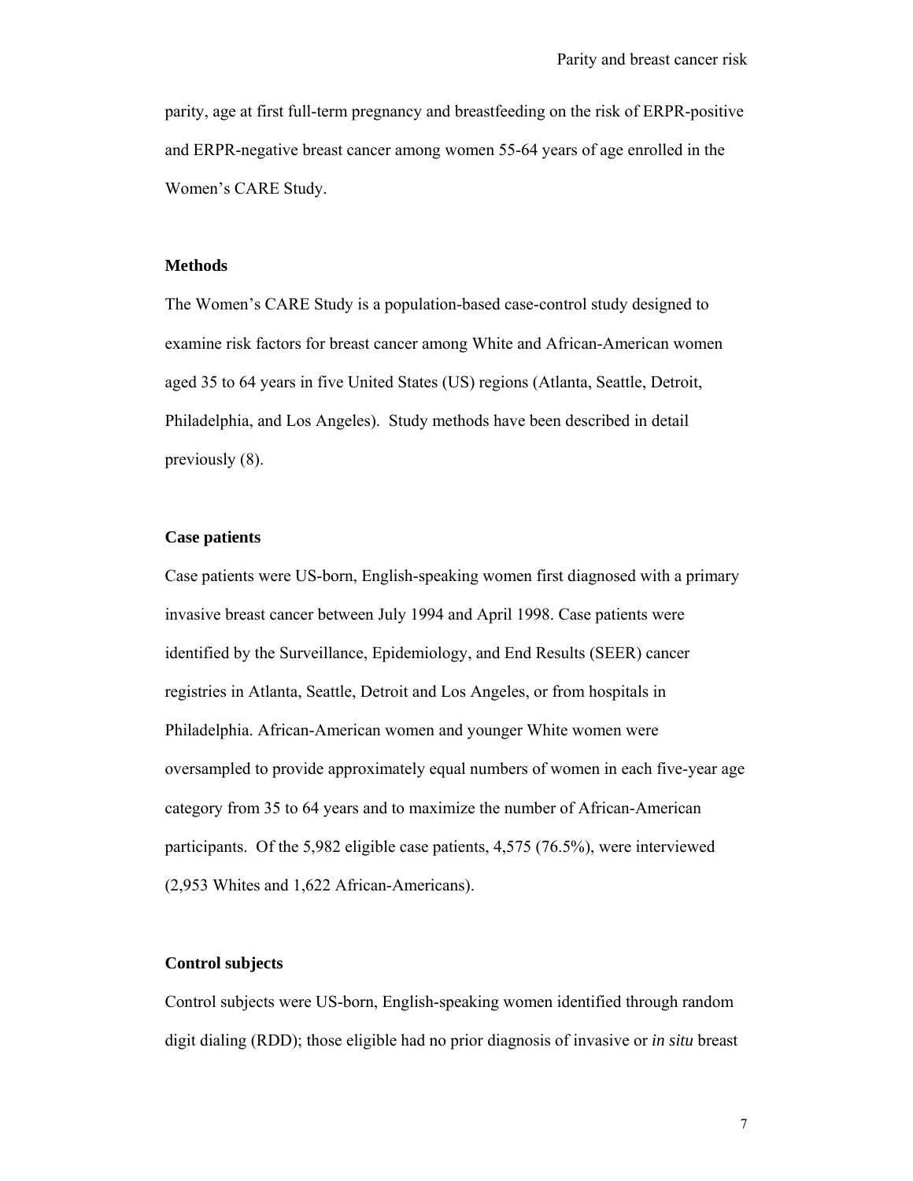parity, age at first full-term pregnancy and breastfeeding on the risk of ERPR-positive and ERPR-negative breast cancer among women 55-64 years of age enrolled in the Women's CARE Study.

## Methods

The Women's CARE Study is a population-based case-control study designed to examine risk factors for breast cancer among White and African-American women aged 35 to 64 years in five United States (US) regions (Atlanta, Seattle, Detroit, Philadelphia, and Los Angeles). Study methods have been described in detail previously (8).

### Case patients

Case patients were US-born, English-speaking women first diagnosed with a primary invasive breast cancer between July 1994 and April 1998. Case patients were identified by the Surveillance, Epidemiology, and End Results (SEER) cancer registries in Atlanta, Seattle, Detroit and Los Angeles, or from hospitals in Philadelphia. African-American women and younger White women were oversampled to provide approximately equal numbers of women in each five-year age category from 35 to 64 years and to maximize the number of African-American participants. Of the 5,982 eligible case patients, 4,575 (76.5%), were interviewed (2,953 Whites and 1,622 African-Americans).

### Control subjects

Control subjects were US-born, English-speaking women identified through random digit dialing (RDD); those eligible had no prior diagnosis of invasive or *in situ* breast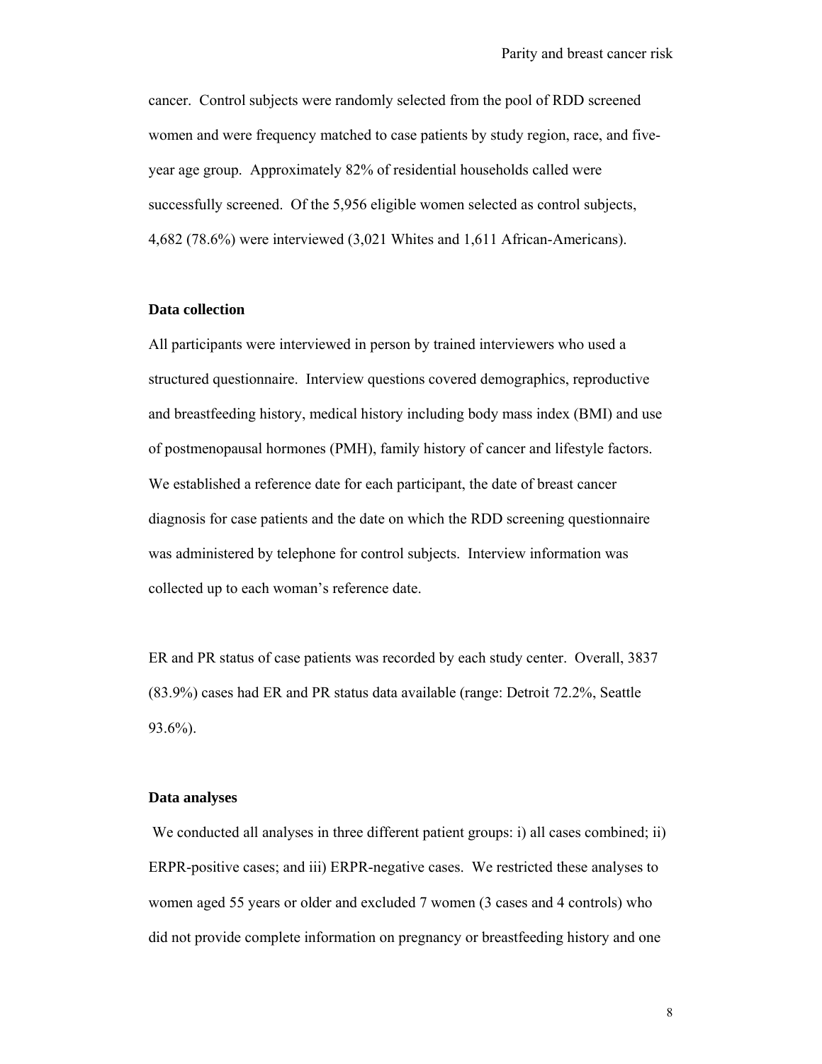cancer. Control subjects were randomly selected from the pool of RDD screened women and were frequency matched to case patients by study region, race, and five-year age group. Approximately 82% of residential households called were successfully screened. Of the 5,956 eligible women selected as control subjects, 4,682 (78.6%) were interviewed (3,021 Whites and 1,611 African-Americans).

### Data collection

All participants were interviewed in person by trained interviewers who used a structured questionnaire. Interview questions covered demographics, reproductive and breastfeeding history, medical history including body mass index (BMI) and use of postmenopausal hormones (PMH), family history of cancer and lifestyle factors. We established a reference date for each participant, the date of breast cancer diagnosis for case patients and the date on which the RDD screening questionnaire was administered by telephone for control subjects. Interview information was collected up to each woman's reference date.

ER and PR status of case patients was recorded by each study center. Overall, 3837 (83.9%) cases had ER and PR status data available (range: Detroit 72.2%, Seattle 93.6%).

### Data analyses

We conducted all analyses in three different patient groups: i) all cases combined; ii) ERPR-positive cases; and iii) ERPR-negative cases. We restricted these analyses to women aged 55 years or older and excluded 7 women (3 cases and 4 controls) who did not provide complete information on pregnancy or breastfeeding history and one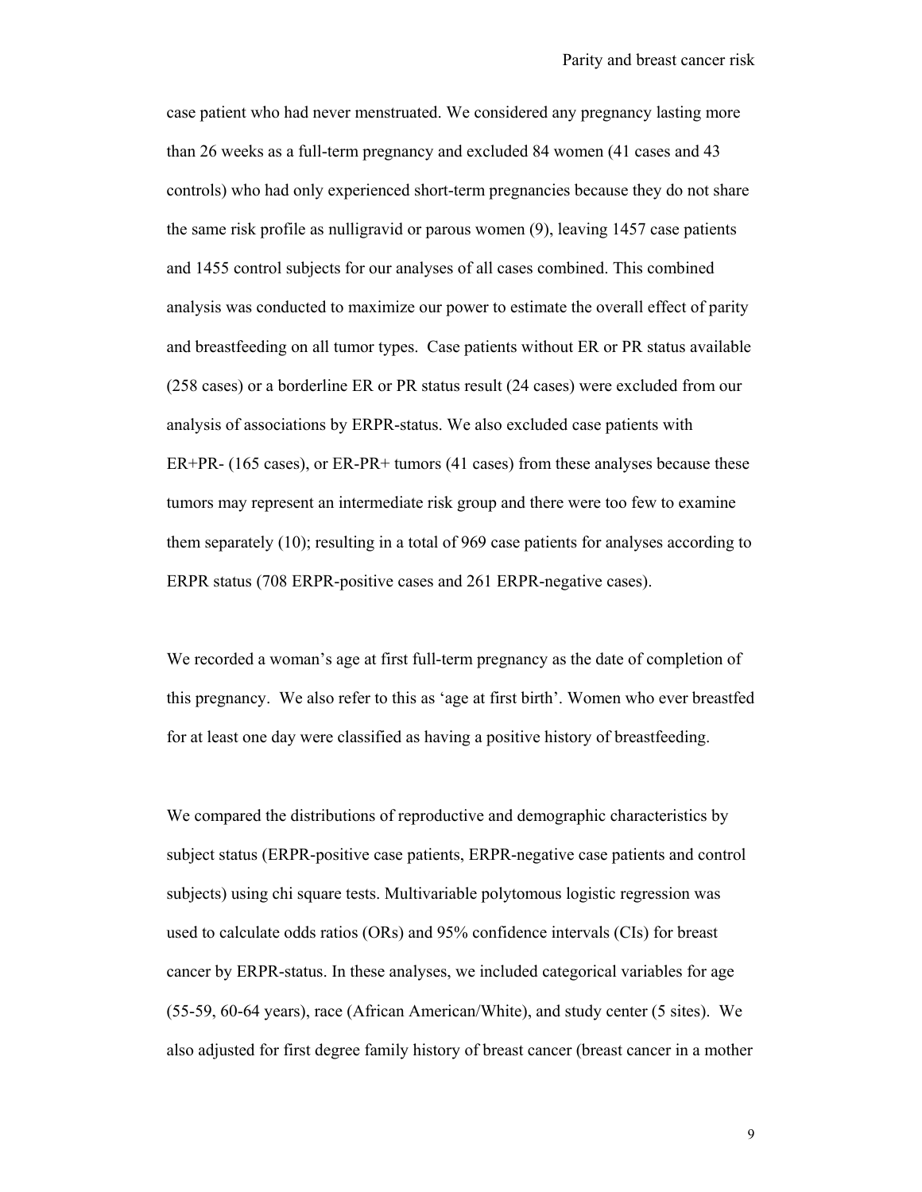case patient who had never menstruated. We considered any pregnancy lasting more than 26 weeks as a full-term pregnancy and excluded 84 women (41 cases and 43 controls) who had only experienced short-term pregnancies because they do not share the same risk profile as nulligravid or parous women (9), leaving 1457 case patients and 1455 control subjects for our analyses of all cases combined. This combined analysis was conducted to maximize our power to estimate the overall effect of parity and breastfeeding on all tumor types. Case patients without ER or PR status available (258 cases) or a borderline ER or PR status result (24 cases) were excluded from our analysis of associations by ERPR-status. We also excluded case patients with ER+PR- (165 cases), or ER-PR+ tumors (41 cases) from these analyses because these tumors may represent an intermediate risk group and there were too few to examine them separately (10); resulting in a total of 969 case patients for analyses according to ERPR status (708 ERPR-positive cases and 261 ERPR-negative cases).

We recorded a woman's age at first full-term pregnancy as the date of completion of this pregnancy. We also refer to this as 'age at first birth'. Women who ever breastfed for at least one day were classified as having a positive history of breastfeeding.

We compared the distributions of reproductive and demographic characteristics by subject status (ERPR-positive case patients, ERPR-negative case patients and control subjects) using chi square tests. Multivariable polytomous logistic regression was used to calculate odds ratios (ORs) and 95% confidence intervals (CIs) for breast cancer by ERPR-status. In these analyses, we included categorical variables for age (55-59, 60-64 years), race (African American/White), and study center (5 sites). We also adjusted for first degree family history of breast cancer (breast cancer in a mother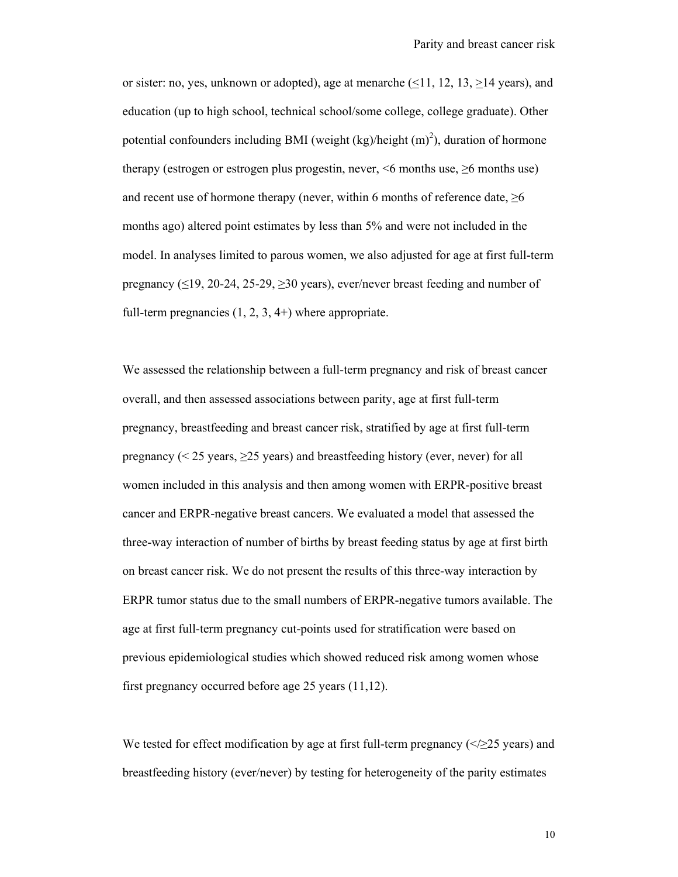or sister: no, yes, unknown or adopted), age at menarche (≤11, 12, 13, ≥14 years), and education (up to high school, technical school/some college, college graduate). Other potential confounders including BMI (weight (kg)/height (m)$^2$), duration of hormone therapy (estrogen or estrogen plus progestin, never, <6 months use, ≥6 months use) and recent use of hormone therapy (never, within 6 months of reference date, ≥6 months ago) altered point estimates by less than 5% and were not included in the model. In analyses limited to parous women, we also adjusted for age at first full-term pregnancy (≤19, 20-24, 25-29, ≥30 years), ever/never breast feeding and number of full-term pregnancies (1, 2, 3, 4+) where appropriate.

We assessed the relationship between a full-term pregnancy and risk of breast cancer overall, and then assessed associations between parity, age at first full-term pregnancy, breastfeeding and breast cancer risk, stratified by age at first full-term pregnancy (< 25 years, ≥25 years) and breastfeeding history (ever, never) for all women included in this analysis and then among women with ERPR-positive breast cancer and ERPR-negative breast cancers. We evaluated a model that assessed the three-way interaction of number of births by breast feeding status by age at first birth on breast cancer risk. We do not present the results of this three-way interaction by ERPR tumor status due to the small numbers of ERPR-negative tumors available. The age at first full-term pregnancy cut-points used for stratification were based on previous epidemiological studies which showed reduced risk among women whose first pregnancy occurred before age 25 years (11,12).

We tested for effect modification by age at first full-term pregnancy (</≥25 years) and breastfeeding history (ever/never) by testing for heterogeneity of the parity estimates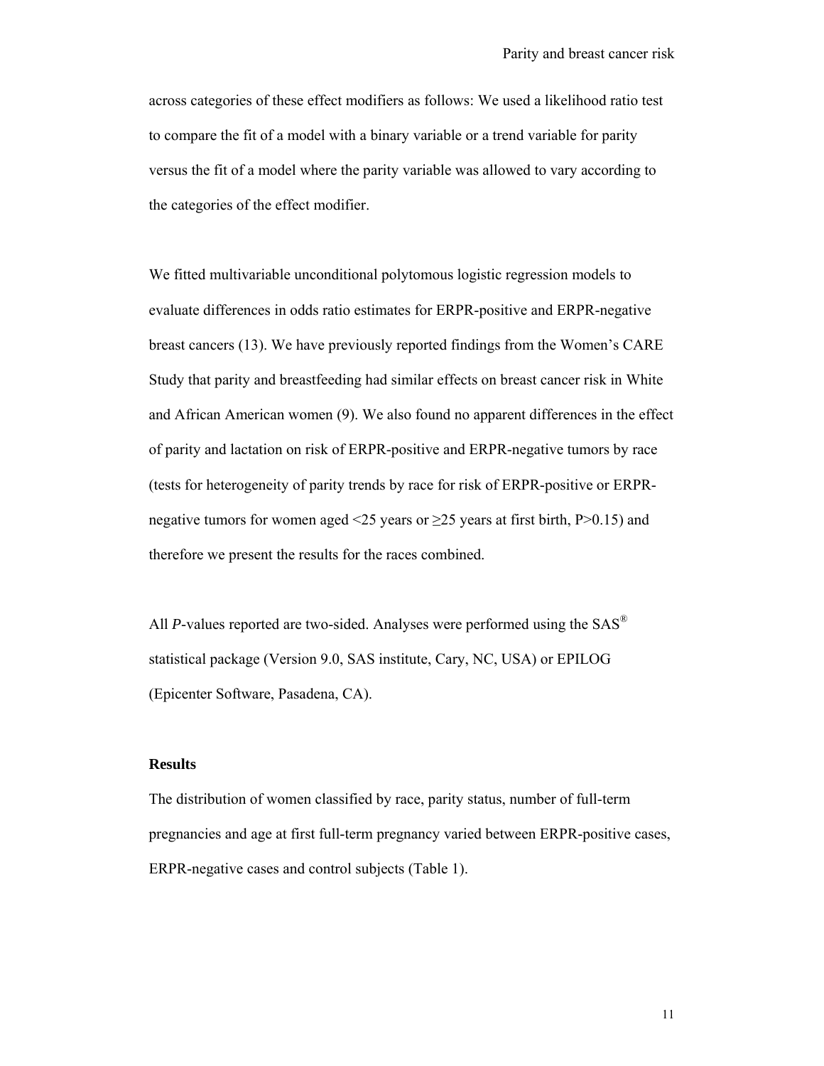across categories of these effect modifiers as follows: We used a likelihood ratio test to compare the fit of a model with a binary variable or a trend variable for parity versus the fit of a model where the parity variable was allowed to vary according to the categories of the effect modifier.

We fitted multivariable unconditional polytomous logistic regression models to evaluate differences in odds ratio estimates for ERPR-positive and ERPR-negative breast cancers (13). We have previously reported findings from the Women's CARE Study that parity and breastfeeding had similar effects on breast cancer risk in White and African American women (9). We also found no apparent differences in the effect of parity and lactation on risk of ERPR-positive and ERPR-negative tumors by race (tests for heterogeneity of parity trends by race for risk of ERPR-positive or ERPR-negative tumors for women aged <25 years or ≥25 years at first birth, P>0.15) and therefore we present the results for the races combined.

All *P*-values reported are two-sided. Analyses were performed using the SAS® statistical package (Version 9.0, SAS institute, Cary, NC, USA) or EPILOG (Epicenter Software, Pasadena, CA).

### Results

The distribution of women classified by race, parity status, number of full-term pregnancies and age at first full-term pregnancy varied between ERPR-positive cases, ERPR-negative cases and control subjects (Table 1).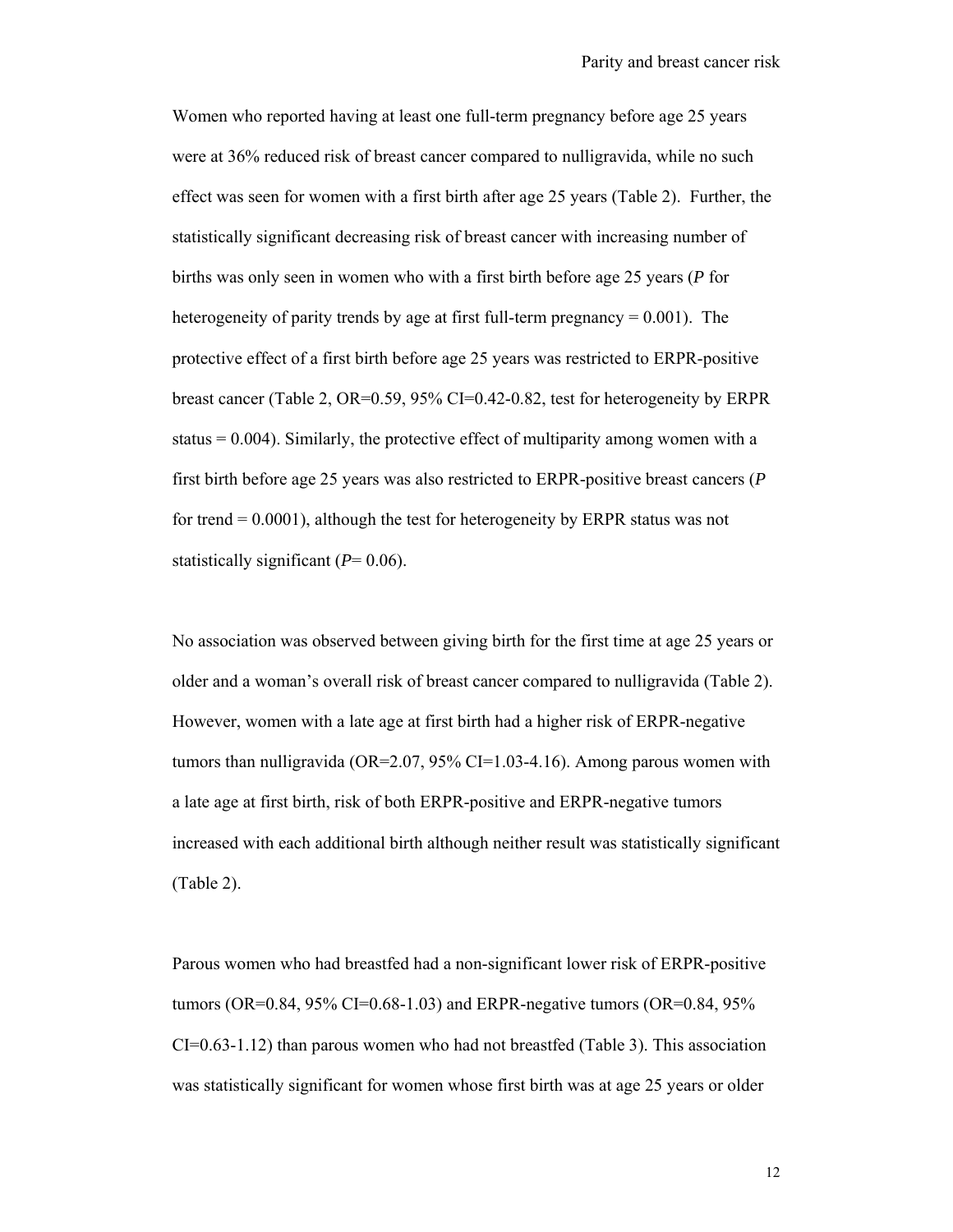Women who reported having at least one full-term pregnancy before age 25 years were at 36% reduced risk of breast cancer compared to nulligravida, while no such effect was seen for women with a first birth after age 25 years (Table 2). Further, the statistically significant decreasing risk of breast cancer with increasing number of births was only seen in women who with a first birth before age 25 years (*P* for heterogeneity of parity trends by age at first full-term pregnancy = 0.001). The protective effect of a first birth before age 25 years was restricted to ERPR-positive breast cancer (Table 2, OR=0.59, 95% CI=0.42-0.82, test for heterogeneity by ERPR status = 0.004). Similarly, the protective effect of multiparity among women with a first birth before age 25 years was also restricted to ERPR-positive breast cancers (*P* for trend = 0.0001), although the test for heterogeneity by ERPR status was not statistically significant (*P*= 0.06).

No association was observed between giving birth for the first time at age 25 years or older and a woman's overall risk of breast cancer compared to nulligravida (Table 2). However, women with a late age at first birth had a higher risk of ERPR-negative tumors than nulligravida (OR=2.07, 95% CI=1.03-4.16). Among parous women with a late age at first birth, risk of both ERPR-positive and ERPR-negative tumors increased with each additional birth although neither result was statistically significant (Table 2).

Parous women who had breastfed had a non-significant lower risk of ERPR-positive tumors (OR=0.84, 95% CI=0.68-1.03) and ERPR-negative tumors (OR=0.84, 95% CI=0.63-1.12) than parous women who had not breastfed (Table 3). This association was statistically significant for women whose first birth was at age 25 years or older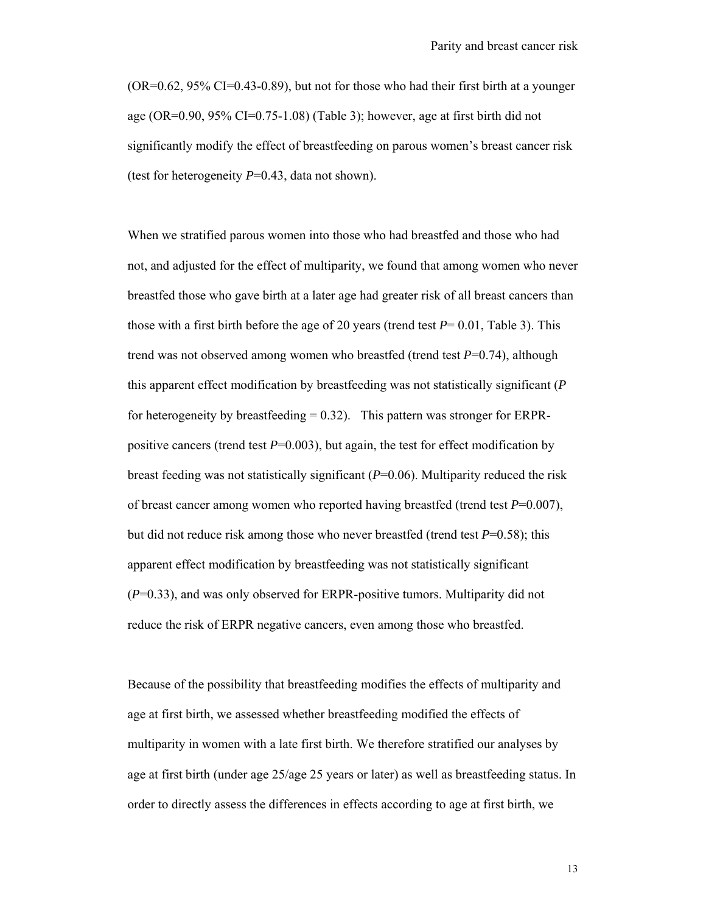(OR=0.62, 95% CI=0.43-0.89), but not for those who had their first birth at a younger age (OR=0.90, 95% CI=0.75-1.08) (Table 3); however, age at first birth did not significantly modify the effect of breastfeeding on parous women's breast cancer risk (test for heterogeneity *P*=0.43, data not shown).

When we stratified parous women into those who had breastfed and those who had not, and adjusted for the effect of multiparity, we found that among women who never breastfed those who gave birth at a later age had greater risk of all breast cancers than those with a first birth before the age of 20 years (trend test *P*= 0.01, Table 3). This trend was not observed among women who breastfed (trend test *P*=0.74), although this apparent effect modification by breastfeeding was not statistically significant (*P* for heterogeneity by breastfeeding = 0.32). This pattern was stronger for ERPR-positive cancers (trend test *P*=0.003), but again, the test for effect modification by breast feeding was not statistically significant (*P*=0.06). Multiparity reduced the risk of breast cancer among women who reported having breastfed (trend test *P*=0.007), but did not reduce risk among those who never breastfed (trend test *P*=0.58); this apparent effect modification by breastfeeding was not statistically significant (*P*=0.33), and was only observed for ERPR-positive tumors. Multiparity did not reduce the risk of ERPR negative cancers, even among those who breastfed.

Because of the possibility that breastfeeding modifies the effects of multiparity and age at first birth, we assessed whether breastfeeding modified the effects of multiparity in women with a late first birth. We therefore stratified our analyses by age at first birth (under age 25/age 25 years or later) as well as breastfeeding status. In order to directly assess the differences in effects according to age at first birth, we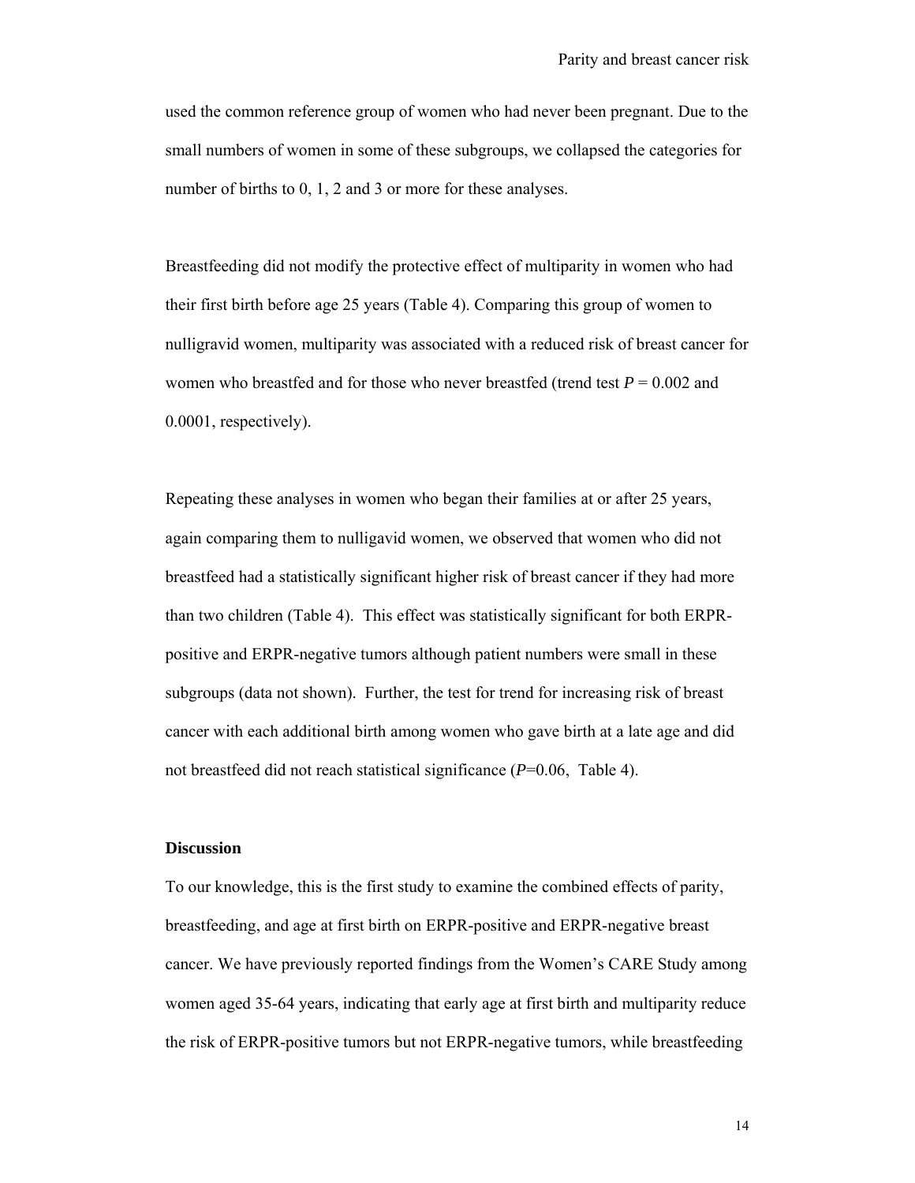used the common reference group of women who had never been pregnant. Due to the small numbers of women in some of these subgroups, we collapsed the categories for number of births to 0, 1, 2 and 3 or more for these analyses.

Breastfeeding did not modify the protective effect of multiparity in women who had their first birth before age 25 years (Table 4). Comparing this group of women to nulligravid women, multiparity was associated with a reduced risk of breast cancer for women who breastfed and for those who never breastfed (trend test $P = 0.002$ and 0.0001, respectively).

Repeating these analyses in women who began their families at or after 25 years, again comparing them to nulligavid women, we observed that women who did not breastfeed had a statistically significant higher risk of breast cancer if they had more than two children (Table 4). This effect was statistically significant for both ERPR-positive and ERPR-negative tumors although patient numbers were small in these subgroups (data not shown). Further, the test for trend for increasing risk of breast cancer with each additional birth among women who gave birth at a late age and did not breastfeed did not reach statistical significance ($P$=0.06, Table 4).

## Discussion

To our knowledge, this is the first study to examine the combined effects of parity, breastfeeding, and age at first birth on ERPR-positive and ERPR-negative breast cancer. We have previously reported findings from the Women's CARE Study among women aged 35-64 years, indicating that early age at first birth and multiparity reduce the risk of ERPR-positive tumors but not ERPR-negative tumors, while breastfeeding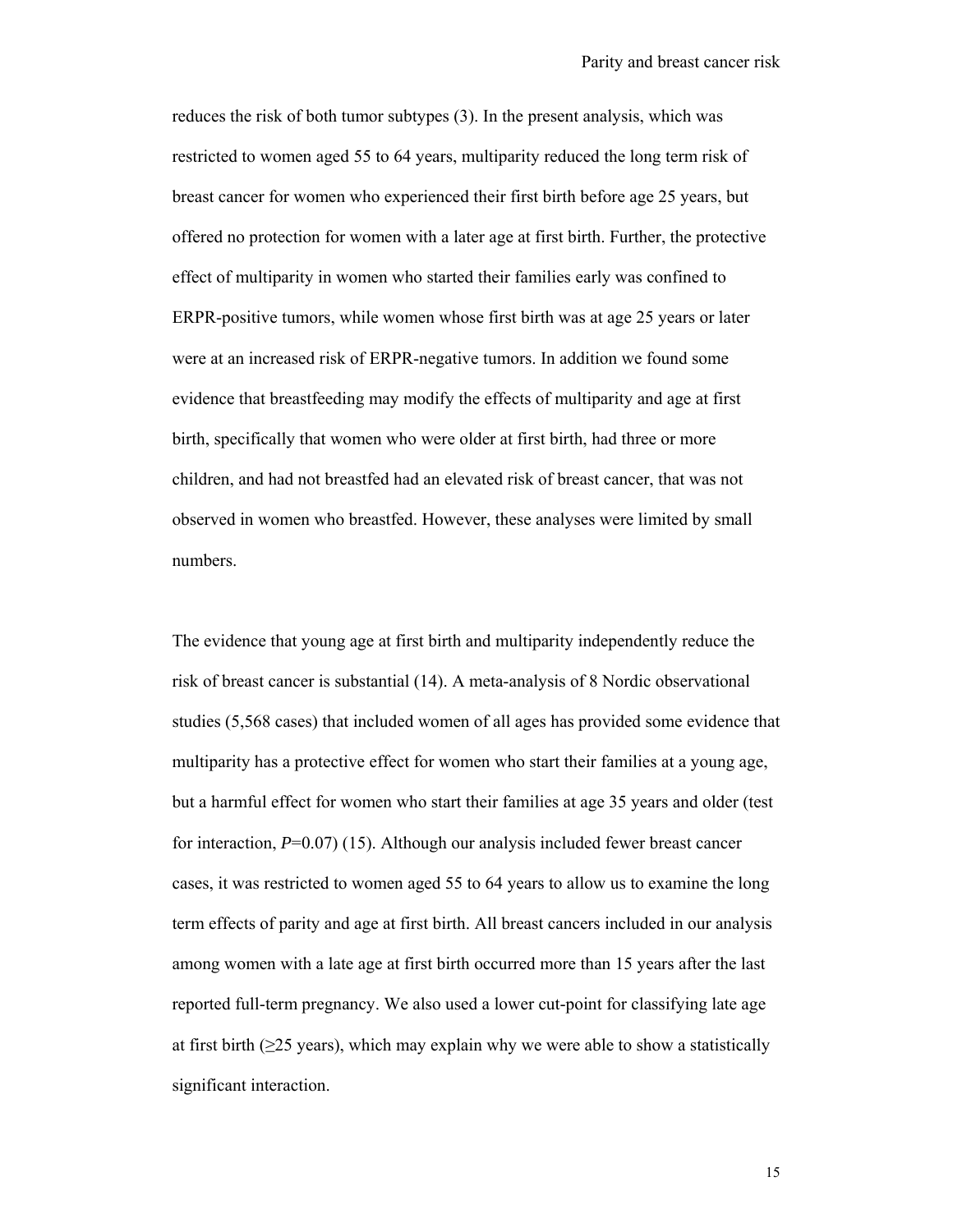reduces the risk of both tumor subtypes (3). In the present analysis, which was restricted to women aged 55 to 64 years, multiparity reduced the long term risk of breast cancer for women who experienced their first birth before age 25 years, but offered no protection for women with a later age at first birth. Further, the protective effect of multiparity in women who started their families early was confined to ERPR-positive tumors, while women whose first birth was at age 25 years or later were at an increased risk of ERPR-negative tumors. In addition we found some evidence that breastfeeding may modify the effects of multiparity and age at first birth, specifically that women who were older at first birth, had three or more children, and had not breastfed had an elevated risk of breast cancer, that was not observed in women who breastfed. However, these analyses were limited by small numbers.

The evidence that young age at first birth and multiparity independently reduce the risk of breast cancer is substantial (14). A meta-analysis of 8 Nordic observational studies (5,568 cases) that included women of all ages has provided some evidence that multiparity has a protective effect for women who start their families at a young age, but a harmful effect for women who start their families at age 35 years and older (test for interaction, $P$=0.07) (15). Although our analysis included fewer breast cancer cases, it was restricted to women aged 55 to 64 years to allow us to examine the long term effects of parity and age at first birth. All breast cancers included in our analysis among women with a late age at first birth occurred more than 15 years after the last reported full-term pregnancy. We also used a lower cut-point for classifying late age at first birth ($\geq$25 years), which may explain why we were able to show a statistically significant interaction.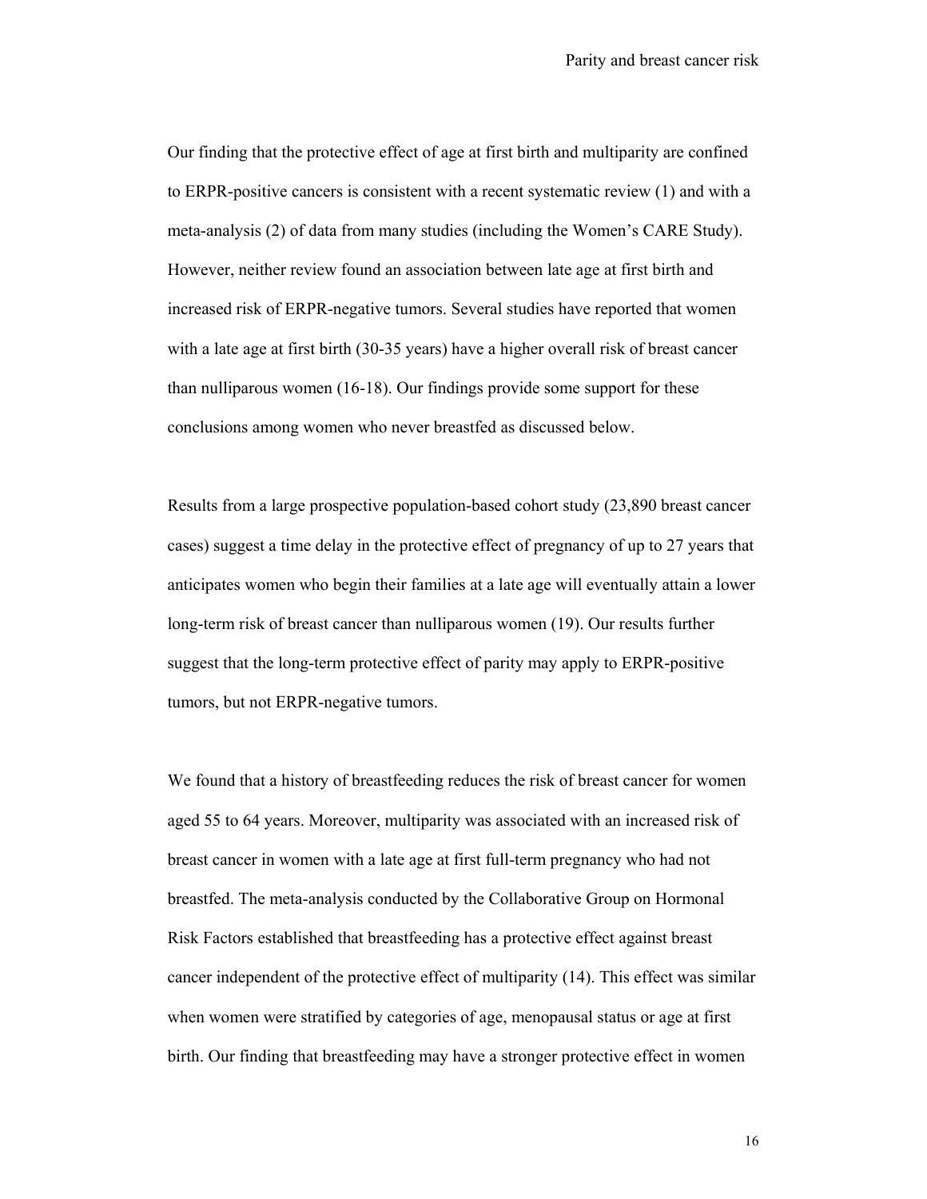Our finding that the protective effect of age at first birth and multiparity are confined to ERPR-positive cancers is consistent with a recent systematic review (1) and with a meta-analysis (2) of data from many studies (including the Women's CARE Study). However, neither review found an association between late age at first birth and increased risk of ERPR-negative tumors. Several studies have reported that women with a late age at first birth (30-35 years) have a higher overall risk of breast cancer than nulliparous women (16-18). Our findings provide some support for these conclusions among women who never breastfed as discussed below.

Results from a large prospective population-based cohort study (23,890 breast cancer cases) suggest a time delay in the protective effect of pregnancy of up to 27 years that anticipates women who begin their families at a late age will eventually attain a lower long-term risk of breast cancer than nulliparous women (19). Our results further suggest that the long-term protective effect of parity may apply to ERPR-positive tumors, but not ERPR-negative tumors.

We found that a history of breastfeeding reduces the risk of breast cancer for women aged 55 to 64 years. Moreover, multiparity was associated with an increased risk of breast cancer in women with a late age at first full-term pregnancy who had not breastfed. The meta-analysis conducted by the Collaborative Group on Hormonal Risk Factors established that breastfeeding has a protective effect against breast cancer independent of the protective effect of multiparity (14). This effect was similar when women were stratified by categories of age, menopausal status or age at first birth. Our finding that breastfeeding may have a stronger protective effect in women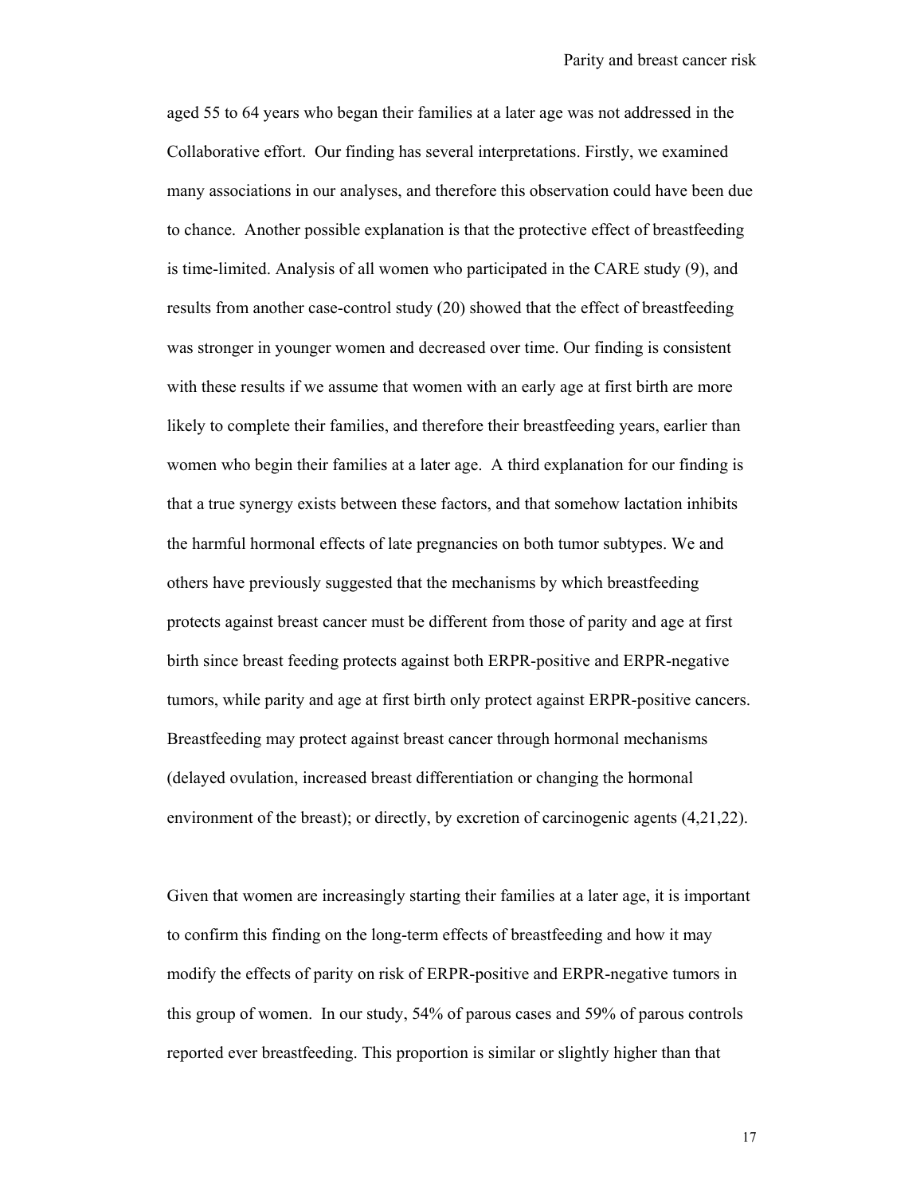aged 55 to 64 years who began their families at a later age was not addressed in the Collaborative effort. Our finding has several interpretations. Firstly, we examined many associations in our analyses, and therefore this observation could have been due to chance. Another possible explanation is that the protective effect of breastfeeding is time-limited. Analysis of all women who participated in the CARE study (9), and results from another case-control study (20) showed that the effect of breastfeeding was stronger in younger women and decreased over time. Our finding is consistent with these results if we assume that women with an early age at first birth are more likely to complete their families, and therefore their breastfeeding years, earlier than women who begin their families at a later age. A third explanation for our finding is that a true synergy exists between these factors, and that somehow lactation inhibits the harmful hormonal effects of late pregnancies on both tumor subtypes. We and others have previously suggested that the mechanisms by which breastfeeding protects against breast cancer must be different from those of parity and age at first birth since breast feeding protects against both ERPR-positive and ERPR-negative tumors, while parity and age at first birth only protect against ERPR-positive cancers. Breastfeeding may protect against breast cancer through hormonal mechanisms (delayed ovulation, increased breast differentiation or changing the hormonal environment of the breast); or directly, by excretion of carcinogenic agents (4,21,22).

Given that women are increasingly starting their families at a later age, it is important to confirm this finding on the long-term effects of breastfeeding and how it may modify the effects of parity on risk of ERPR-positive and ERPR-negative tumors in this group of women. In our study, 54% of parous cases and 59% of parous controls reported ever breastfeeding. This proportion is similar or slightly higher than that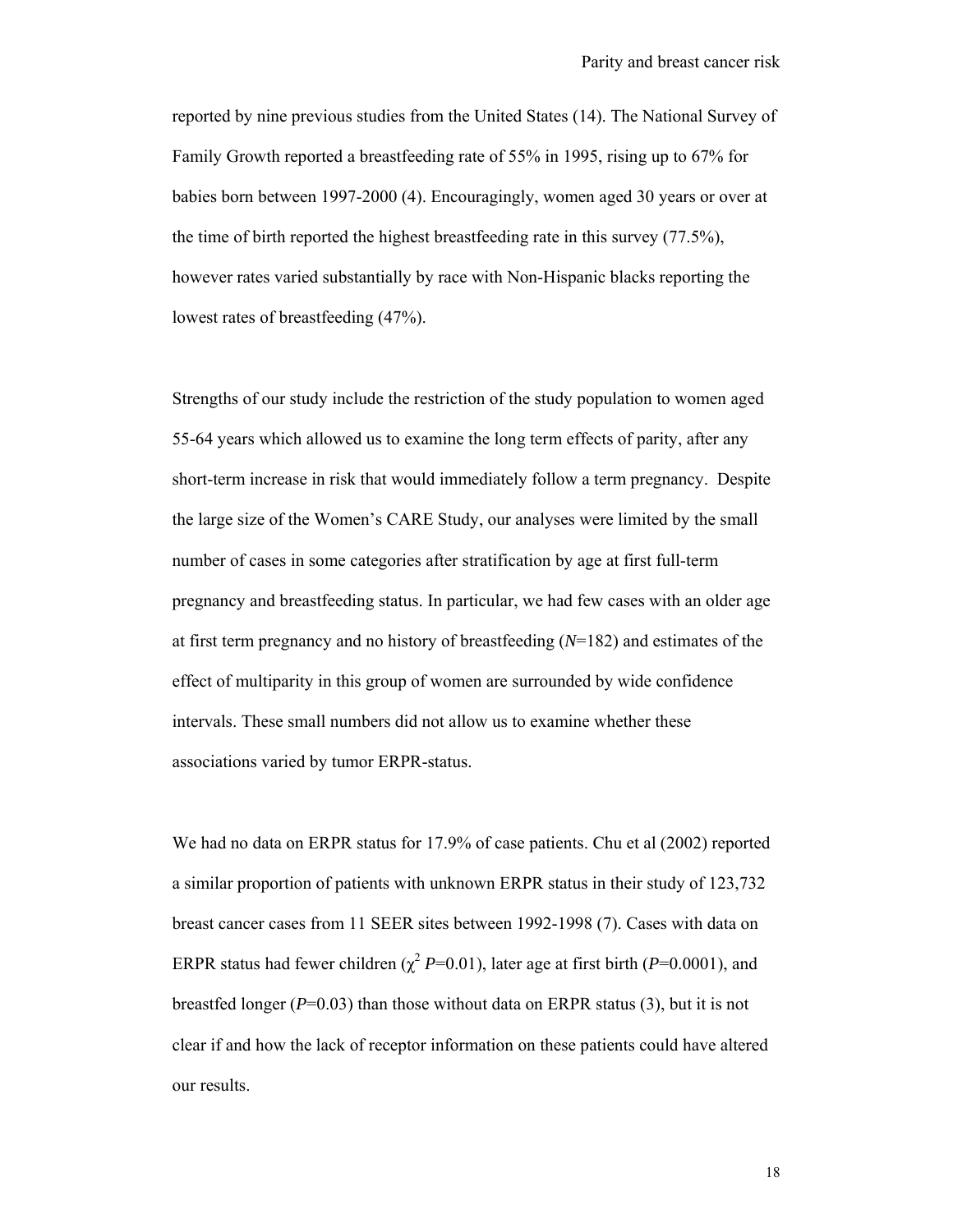reported by nine previous studies from the United States (14). The National Survey of Family Growth reported a breastfeeding rate of 55% in 1995, rising up to 67% for babies born between 1997-2000 (4). Encouragingly, women aged 30 years or over at the time of birth reported the highest breastfeeding rate in this survey (77.5%), however rates varied substantially by race with Non-Hispanic blacks reporting the lowest rates of breastfeeding (47%).

Strengths of our study include the restriction of the study population to women aged 55-64 years which allowed us to examine the long term effects of parity, after any short-term increase in risk that would immediately follow a term pregnancy. Despite the large size of the Women's CARE Study, our analyses were limited by the small number of cases in some categories after stratification by age at first full-term pregnancy and breastfeeding status. In particular, we had few cases with an older age at first term pregnancy and no history of breastfeeding ($N$=182) and estimates of the effect of multiparity in this group of women are surrounded by wide confidence intervals. These small numbers did not allow us to examine whether these associations varied by tumor ERPR-status.

We had no data on ERPR status for 17.9% of case patients. Chu et al (2002) reported a similar proportion of patients with unknown ERPR status in their study of 123,732 breast cancer cases from 11 SEER sites between 1992-1998 (7). Cases with data on ERPR status had fewer children ($\chi^2$ $P$=0.01), later age at first birth ($P$=0.0001), and breastfed longer ($P$=0.03) than those without data on ERPR status (3), but it is not clear if and how the lack of receptor information on these patients could have altered our results.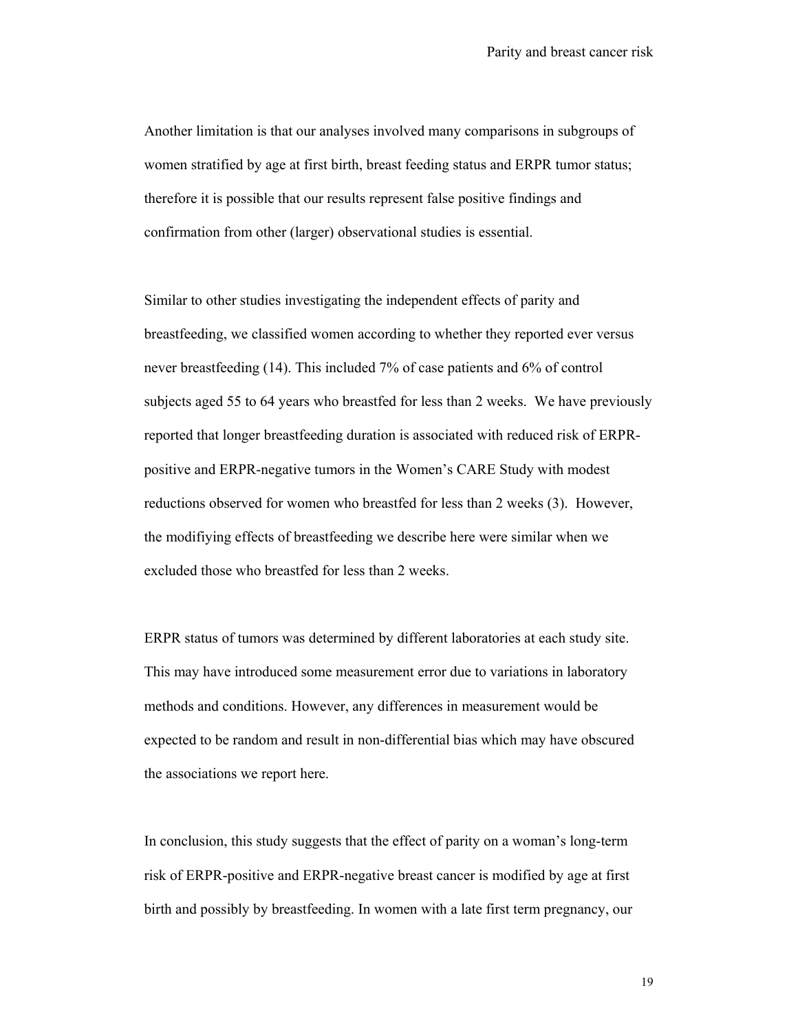Another limitation is that our analyses involved many comparisons in subgroups of women stratified by age at first birth, breast feeding status and ERPR tumor status; therefore it is possible that our results represent false positive findings and confirmation from other (larger) observational studies is essential.

Similar to other studies investigating the independent effects of parity and breastfeeding, we classified women according to whether they reported ever versus never breastfeeding (14). This included 7% of case patients and 6% of control subjects aged 55 to 64 years who breastfed for less than 2 weeks. We have previously reported that longer breastfeeding duration is associated with reduced risk of ERPR-positive and ERPR-negative tumors in the Women's CARE Study with modest reductions observed for women who breastfed for less than 2 weeks (3). However, the modifiying effects of breastfeeding we describe here were similar when we excluded those who breastfed for less than 2 weeks.

ERPR status of tumors was determined by different laboratories at each study site. This may have introduced some measurement error due to variations in laboratory methods and conditions. However, any differences in measurement would be expected to be random and result in non-differential bias which may have obscured the associations we report here.

In conclusion, this study suggests that the effect of parity on a woman's long-term risk of ERPR-positive and ERPR-negative breast cancer is modified by age at first birth and possibly by breastfeeding. In women with a late first term pregnancy, our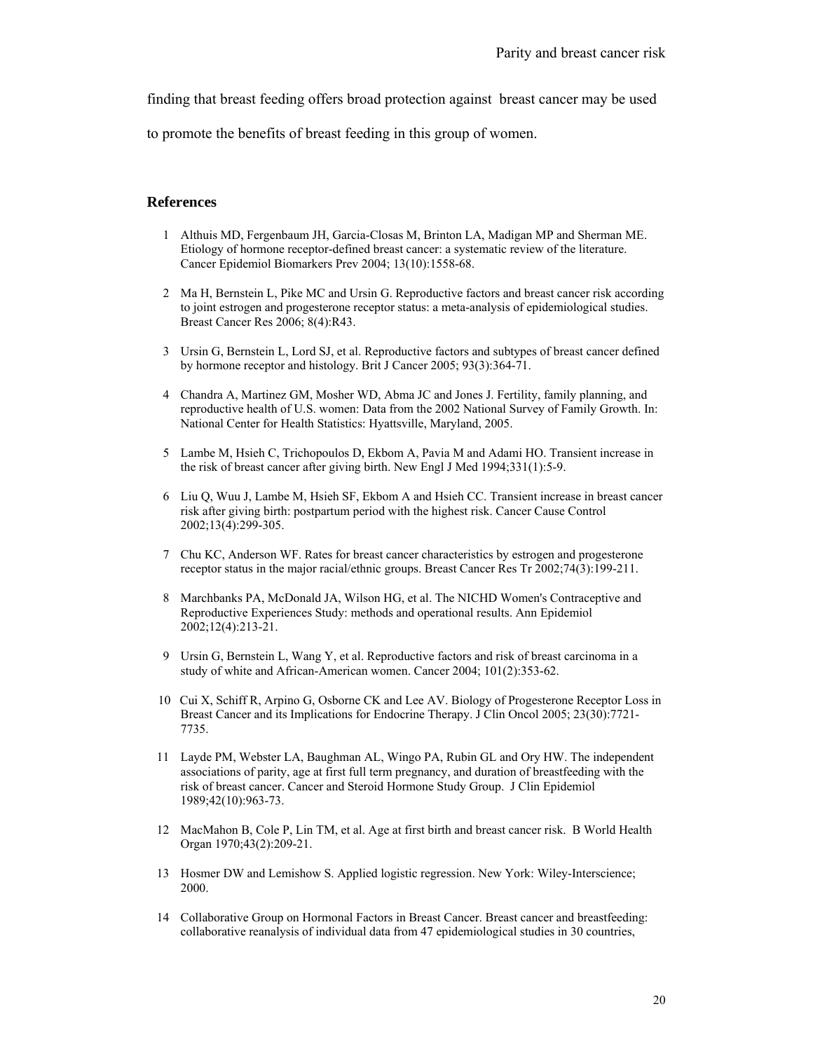finding that breast feeding offers broad protection against breast cancer may be used to promote the benefits of breast feeding in this group of women.

## References

1. Althuis MD, Fergenbaum JH, Garcia-Closas M, Brinton LA, Madigan MP and Sherman ME. Etiology of hormone receptor-defined breast cancer: a systematic review of the literature. Cancer Epidemiol Biomarkers Prev 2004; 13(10):1558-68.

2. Ma H, Bernstein L, Pike MC and Ursin G. Reproductive factors and breast cancer risk according to joint estrogen and progesterone receptor status: a meta-analysis of epidemiological studies. Breast Cancer Res 2006; 8(4):R43.

3. Ursin G, Bernstein L, Lord SJ, et al. Reproductive factors and subtypes of breast cancer defined by hormone receptor and histology. Brit J Cancer 2005; 93(3):364-71.

4. Chandra A, Martinez GM, Mosher WD, Abma JC and Jones J. Fertility, family planning, and reproductive health of U.S. women: Data from the 2002 National Survey of Family Growth. In: National Center for Health Statistics: Hyattsville, Maryland, 2005.

5. Lambe M, Hsieh C, Trichopoulos D, Ekbom A, Pavia M and Adami HO. Transient increase in the risk of breast cancer after giving birth. New Engl J Med 1994;331(1):5-9.

6. Liu Q, Wuu J, Lambe M, Hsieh SF, Ekbom A and Hsieh CC. Transient increase in breast cancer risk after giving birth: postpartum period with the highest risk. Cancer Cause Control 2002;13(4):299-305.

7. Chu KC, Anderson WF. Rates for breast cancer characteristics by estrogen and progesterone receptor status in the major racial/ethnic groups. Breast Cancer Res Tr 2002;74(3):199-211.

8. Marchbanks PA, McDonald JA, Wilson HG, et al. The NICHD Women's Contraceptive and Reproductive Experiences Study: methods and operational results. Ann Epidemiol 2002;12(4):213-21.

9. Ursin G, Bernstein L, Wang Y, et al. Reproductive factors and risk of breast carcinoma in a study of white and African-American women. Cancer 2004; 101(2):353-62.

10. Cui X, Schiff R, Arpino G, Osborne CK and Lee AV. Biology of Progesterone Receptor Loss in Breast Cancer and its Implications for Endocrine Therapy. J Clin Oncol 2005; 23(30):7721-7735.

11. Layde PM, Webster LA, Baughman AL, Wingo PA, Rubin GL and Ory HW. The independent associations of parity, age at first full term pregnancy, and duration of breastfeeding with the risk of breast cancer. Cancer and Steroid Hormone Study Group. J Clin Epidemiol 1989;42(10):963-73.

12. MacMahon B, Cole P, Lin TM, et al. Age at first birth and breast cancer risk. B World Health Organ 1970;43(2):209-21.

13. Hosmer DW and Lemishow S. Applied logistic regression. New York: Wiley-Interscience; 2000.

14. Collaborative Group on Hormonal Factors in Breast Cancer. Breast cancer and breastfeeding: collaborative reanalysis of individual data from 47 epidemiological studies in 30 countries,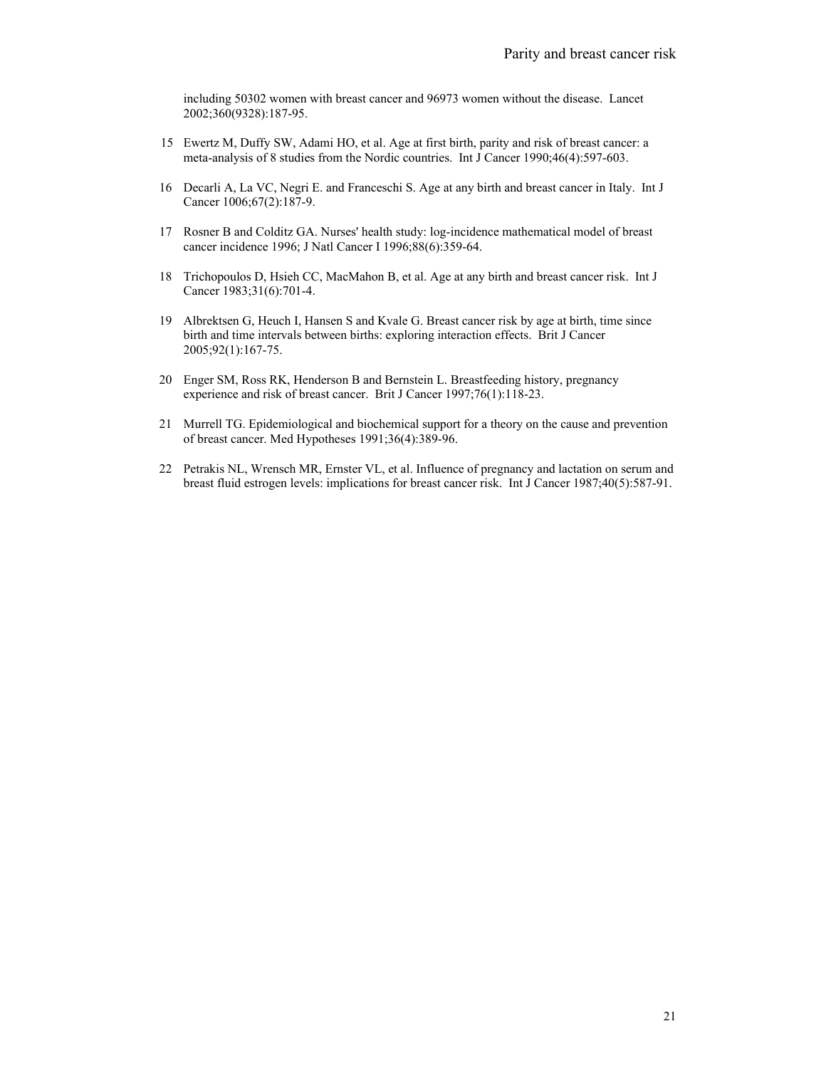including 50302 women with breast cancer and 96973 women without the disease. Lancet 2002;360(9328):187-95.

15 Ewertz M, Duffy SW, Adami HO, et al. Age at first birth, parity and risk of breast cancer: a meta-analysis of 8 studies from the Nordic countries. Int J Cancer 1990;46(4):597-603.

16 Decarli A, La VC, Negri E. and Franceschi S. Age at any birth and breast cancer in Italy. Int J Cancer 1006;67(2):187-9.

17 Rosner B and Colditz GA. Nurses' health study: log-incidence mathematical model of breast cancer incidence 1996; J Natl Cancer I 1996;88(6):359-64.

18 Trichopoulos D, Hsieh CC, MacMahon B, et al. Age at any birth and breast cancer risk. Int J Cancer 1983;31(6):701-4.

19 Albrektsen G, Heuch I, Hansen S and Kvale G. Breast cancer risk by age at birth, time since birth and time intervals between births: exploring interaction effects. Brit J Cancer 2005;92(1):167-75.

20 Enger SM, Ross RK, Henderson B and Bernstein L. Breastfeeding history, pregnancy experience and risk of breast cancer. Brit J Cancer 1997;76(1):118-23.

21 Murrell TG. Epidemiological and biochemical support for a theory on the cause and prevention of breast cancer. Med Hypotheses 1991;36(4):389-96.

22 Petrakis NL, Wrensch MR, Ernster VL, et al. Influence of pregnancy and lactation on serum and breast fluid estrogen levels: implications for breast cancer risk. Int J Cancer 1987;40(5):587-91.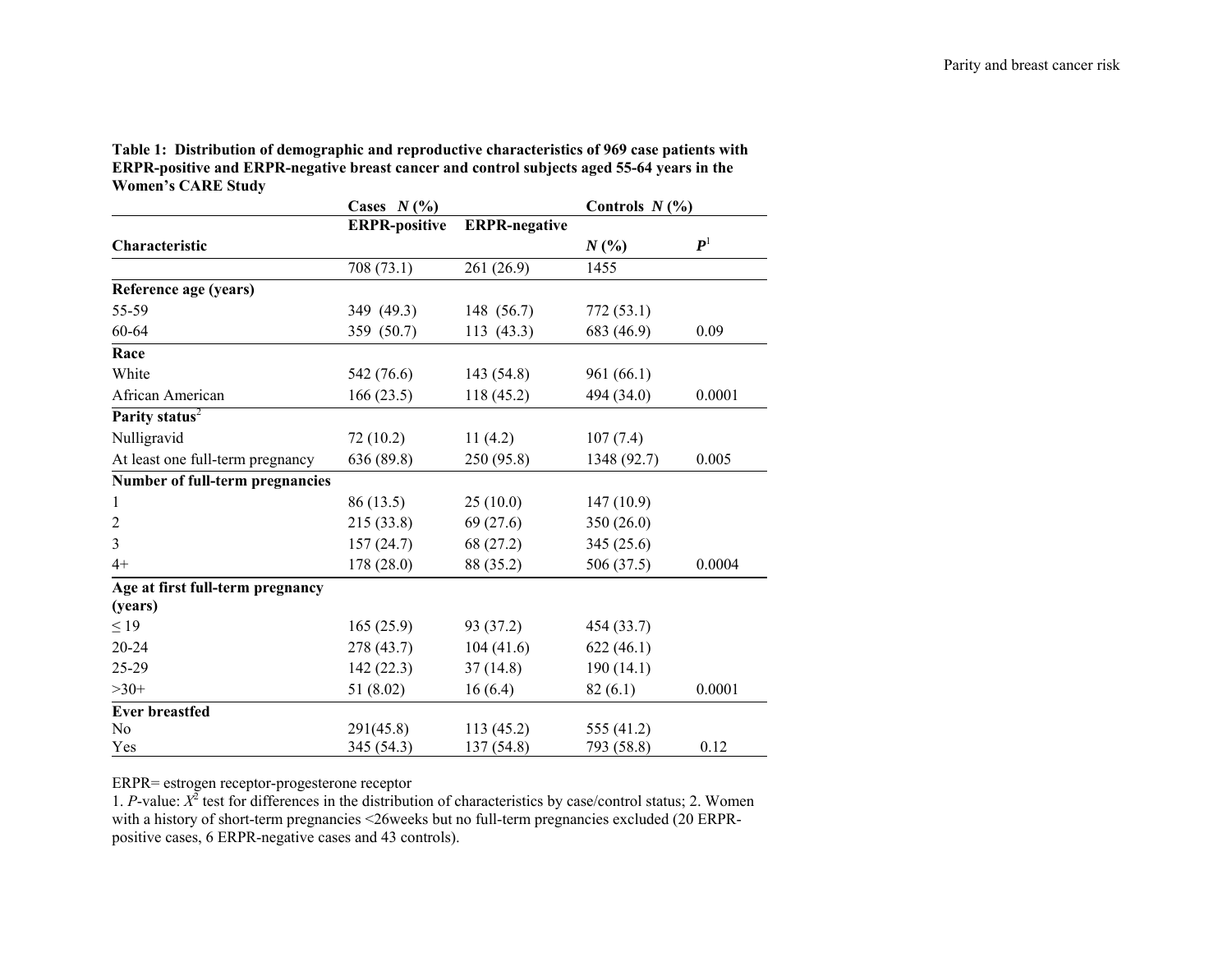**Table 1: Distribution of demographic and reproductive characteristics of 969 case patients with ERPR-positive and ERPR-negative breast cancer and control subjects aged 55-64 years in the Women's CARE Study**

| | Cases *N* (%) | | Controls *N* (%) | |
|---|---|---|---|---|
| **Characteristic** | **ERPR-positive** | **ERPR-negative** | ***N* (%)** | ***P*[1]** |
| | 708 (73.1) | 261 (26.9) | 1455 | |
| **Reference age (years)** | | | | |
| 55-59 | 349 (49.3) | 148 (56.7) | 772 (53.1) | |
| 60-64 | 359 (50.7) | 113 (43.3) | 683 (46.9) | 0.09 |
| **Race** | | | | |
| White | 542 (76.6) | 143 (54.8) | 961 (66.1) | |
| African American | 166 (23.5) | 118 (45.2) | 494 (34.0) | 0.0001 |
| **Parity status[2]** | | | | |
| Nulligravid | 72 (10.2) | 11 (4.2) | 107 (7.4) | |
| At least one full-term pregnancy | 636 (89.8) | 250 (95.8) | 1348 (92.7) | 0.005 |
| **Number of full-term pregnancies** | | | | |
| 1 | 86 (13.5) | 25 (10.0) | 147 (10.9) | |
| 2 | 215 (33.8) | 69 (27.6) | 350 (26.0) | |
| 3 | 157 (24.7) | 68 (27.2) | 345 (25.6) | |
| 4+ | 178 (28.0) | 88 (35.2) | 506 (37.5) | 0.0004 |
| **Age at first full-term pregnancy (years)** | | | | |
| ≤ 19 | 165 (25.9) | 93 (37.2) | 454 (33.7) | |
| 20-24 | 278 (43.7) | 104 (41.6) | 622 (46.1) | |
| 25-29 | 142 (22.3) | 37 (14.8) | 190 (14.1) | |
| >30+ | 51 (8.02) | 16 (6.4) | 82 (6.1) | 0.0001 |
| **Ever breastfed** | | | | |
| No | 291(45.8) | 113 (45.2) | 555 (41.2) | |
| Yes | 345 (54.3) | 137 (54.8) | 793 (58.8) | 0.12 |

ERPR= estrogen receptor-progesterone receptor

1. *P*-value: $X^2$ test for differences in the distribution of characteristics by case/control status; 2. Women with a history of short-term pregnancies <26weeks but no full-term pregnancies excluded (20 ERPR-positive cases, 6 ERPR-negative cases and 43 controls).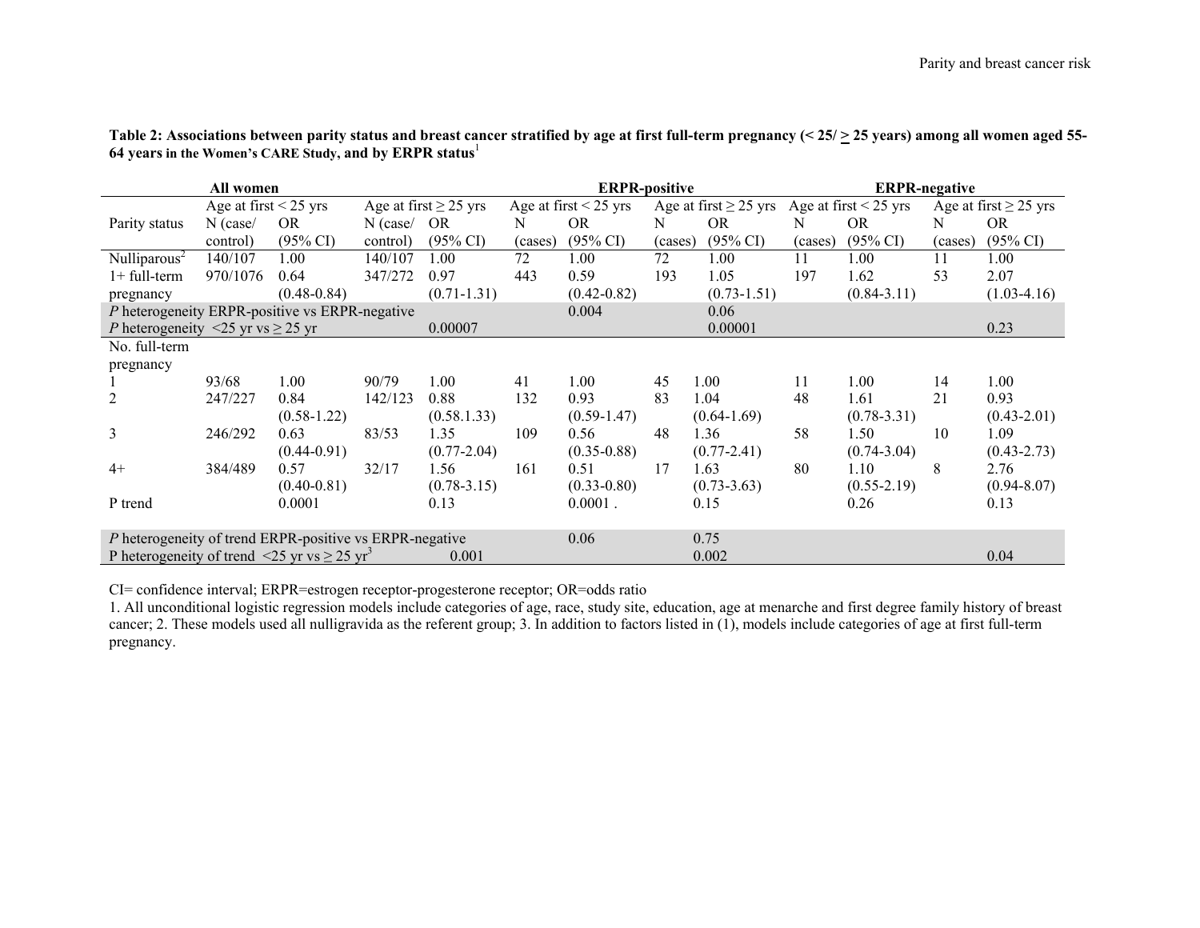**Table 2: Associations between parity status and breast cancer stratified by age at first full-term pregnancy (< 25/ ≥ 25 years) among all women aged 55-64 years in the Women's CARE Study, and by ERPR status**[1]

| | All women | | | | ERPR-positive | | | | ERPR-negative | | | |
|---|---|---|---|---|---|---|---|---|---|---|---|---|
| | Age at first < 25 yrs | | Age at first ≥ 25 yrs | | Age at first < 25 yrs | | Age at first ≥ 25 yrs | | Age at first < 25 yrs | | Age at first ≥ 25 yrs | |
| Parity status | N (case/ control) | OR (95% CI) | N (case/ control) | OR (95% CI) | N (cases) | OR (95% CI) | N (cases) | OR (95% CI) | N (cases) | OR (95% CI) | N (cases) | OR (95% CI) |
| Nulliparous[2] | 140/107 | 1.00 | 140/107 | 1.00 | 72 | 1.00 | 72 | 1.00 | 11 | 1.00 | 11 | 1.00 |
| 1+ full-term pregnancy | 970/1076 | 0.64 (0.48-0.84) | 347/272 | 0.97 (0.71-1.31) | 443 | 0.59 (0.42-0.82) | 193 | 1.05 (0.73-1.51) | 197 | 1.62 (0.84-3.11) | 53 | 2.07 (1.03-4.16) |
| *P* heterogeneity ERPR-positive vs ERPR-negative | | | | | | 0.004 | | 0.06 | | | | |
| *P* heterogeneity <25 yr vs ≥ 25 yr | | | | 0.00007 | | | | 0.00001 | | | | 0.23 |
| No. full-term pregnancy | | | | | | | | | | | | |
| 1 | 93/68 | 1.00 | 90/79 | 1.00 | 41 | 1.00 | 45 | 1.00 | 11 | 1.00 | 14 | 1.00 |
| 2 | 247/227 | 0.84 (0.58-1.22) | 142/123 | 0.88 (0.58.1.33) | 132 | 0.93 (0.59-1.47) | 83 | 1.04 (0.64-1.69) | 48 | 1.61 (0.78-3.31) | 21 | 0.93 (0.43-2.01) |
| 3 | 246/292 | 0.63 (0.44-0.91) | 83/53 | 1.35 (0.77-2.04) | 109 | 0.56 (0.35-0.88) | 48 | 1.36 (0.77-2.41) | 58 | 1.50 (0.74-3.04) | 10 | 1.09 (0.43-2.73) |
| 4+ | 384/489 | 0.57 (0.40-0.81) | 32/17 | 1.56 (0.78-3.15) | 161 | 0.51 (0.33-0.80) | 17 | 1.63 (0.73-3.63) | 80 | 1.10 (0.55-2.19) | 8 | 2.76 (0.94-8.07) |
| P trend | | 0.0001 | | 0.13 | | 0.0001 . | | 0.15 | | 0.26 | | 0.13 |
| *P* heterogeneity of trend ERPR-positive vs ERPR-negative | | | | | | 0.06 | | 0.75 | | | | |
| P heterogeneity of trend <25 yr vs ≥ 25 yr[3] | | | | 0.001 | | | | 0.002 | | | | 0.04 |

CI= confidence interval; ERPR=estrogen receptor-progesterone receptor; OR=odds ratio

1. All unconditional logistic regression models include categories of age, race, study site, education, age at menarche and first degree family history of breast cancer; 2. These models used all nulligravida as the referent group; 3. In addition to factors listed in (1), models include categories of age at first full-term pregnancy.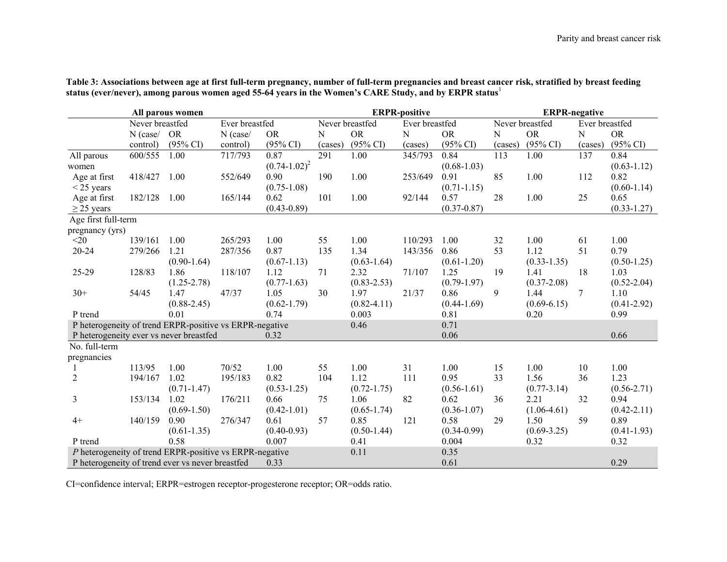**Table 3: Associations between age at first full-term pregnancy, number of full-term pregnancies and breast cancer risk, stratified by breast feeding status (ever/never), among parous women aged 55-64 years in the Women's CARE Study, and by ERPR status[1]**

| | All parous women | | | | ERPR-positive | | | | ERPR-negative | | | |
|---|---|---|---|---|---|---|---|---|---|---|---|---|
| | Never breastfed | | Ever breastfed | | Never breastfed | | Ever breastfed | | Never breastfed | | Ever breastfed | |
| | N (case/ control) | OR (95% CI) | N (case/ control) | OR (95% CI) | N (cases) | OR (95% CI) | N (cases) | OR (95% CI) | N (cases) | OR (95% CI) | N (cases) | OR (95% CI) |
| All parous women | 600/555 | 1.00 | 717/793 | 0.87 (0.74-1.02)[2] | 291 | 1.00 | 345/793 | 0.84 (0.68-1.03) | 113 | 1.00 | 137 | 0.84 (0.63-1.12) |
| Age at first < 25 years | 418/427 | 1.00 | 552/649 | 0.90 (0.75-1.08) | 190 | 1.00 | 253/649 | 0.91 (0.71-1.15) | 85 | 1.00 | 112 | 0.82 (0.60-1.14) |
| Age at first ≥ 25 years | 182/128 | 1.00 | 165/144 | 0.62 (0.43-0.89) | 101 | 1.00 | 92/144 | 0.57 (0.37-0.87) | 28 | 1.00 | 25 | 0.65 (0.33-1.27) |
| Age first full-term pregnancy (yrs) | | | | | | | | | | | | |
| <20 | 139/161 | 1.00 | 265/293 | 1.00 | 55 | 1.00 | 110/293 | 1.00 | 32 | 1.00 | 61 | 1.00 |
| 20-24 | 279/266 | 1.21 (0.90-1.64) | 287/356 | 0.87 (0.67-1.13) | 135 | 1.34 (0.63-1.64) | 143/356 | 0.86 (0.61-1.20) | 53 | 1.12 (0.33-1.35) | 51 | 0.79 (0.50-1.25) |
| 25-29 | 128/83 | 1.86 (1.25-2.78) | 118/107 | 1.12 (0.77-1.63) | 71 | 2.32 (0.83-2.53) | 71/107 | 1.25 (0.79-1.97) | 19 | 1.41 (0.37-2.08) | 18 | 1.03 (0.52-2.04) |
| 30+ | 54/45 | 1.47 (0.88-2.45) | 47/37 | 1.05 (0.62-1.79) | 30 | 1.97 (0.82-4.11) | 21/37 | 0.86 (0.44-1.69) | 9 | 1.44 (0.69-6.15) | 7 | 1.10 (0.41-2.92) |
| P trend | | 0.01 | | 0.74 | | 0.003 | | 0.81 | | 0.20 | | 0.99 |
| P heterogeneity of trend ERPR-positive vs ERPR-negative | | | | | | 0.46 | | 0.71 | | | | |
| P heterogeneity ever vs never breastfed | | | | 0.32 | | | | 0.06 | | | | 0.66 |
| No. full-term pregnancies | | | | | | | | | | | | |
| 1 | 113/95 | 1.00 | 70/52 | 1.00 | 55 | 1.00 | 31 | 1.00 | 15 | 1.00 | 10 | 1.00 |
| 2 | 194/167 | 1.02 (0.71-1.47) | 195/183 | 0.82 (0.53-1.25) | 104 | 1.12 (0.72-1.75) | 111 | 0.95 (0.56-1.61) | 33 | 1.56 (0.77-3.14) | 36 | 1.23 (0.56-2.71) |
| 3 | 153/134 | 1.02 (0.69-1.50) | 176/211 | 0.66 (0.42-1.01) | 75 | 1.06 (0.65-1.74) | 82 | 0.62 (0.36-1.07) | 36 | 2.21 (1.06-4.61) | 32 | 0.94 (0.42-2.11) |
| 4+ | 140/159 | 0.90 (0.61-1.35) | 276/347 | 0.61 (0.40-0.93) | 57 | 0.85 (0.50-1.44) | 121 | 0.58 (0.34-0.99) | 29 | 1.50 (0.69-3.25) | 59 | 0.89 (0.41-1.93) |
| P trend | | 0.58 | | 0.007 | | 0.41 | | 0.004 | | 0.32 | | 0.32 |
| *P* heterogeneity of trend ERPR-positive vs ERPR-negative | | | | | | 0.11 | | 0.35 | | | | |
| P heterogeneity of trend ever vs never breastfed | | | | 0.33 | | | | 0.61 | | | | 0.29 |

CI=confidence interval; ERPR=estrogen receptor-progesterone receptor; OR=odds ratio.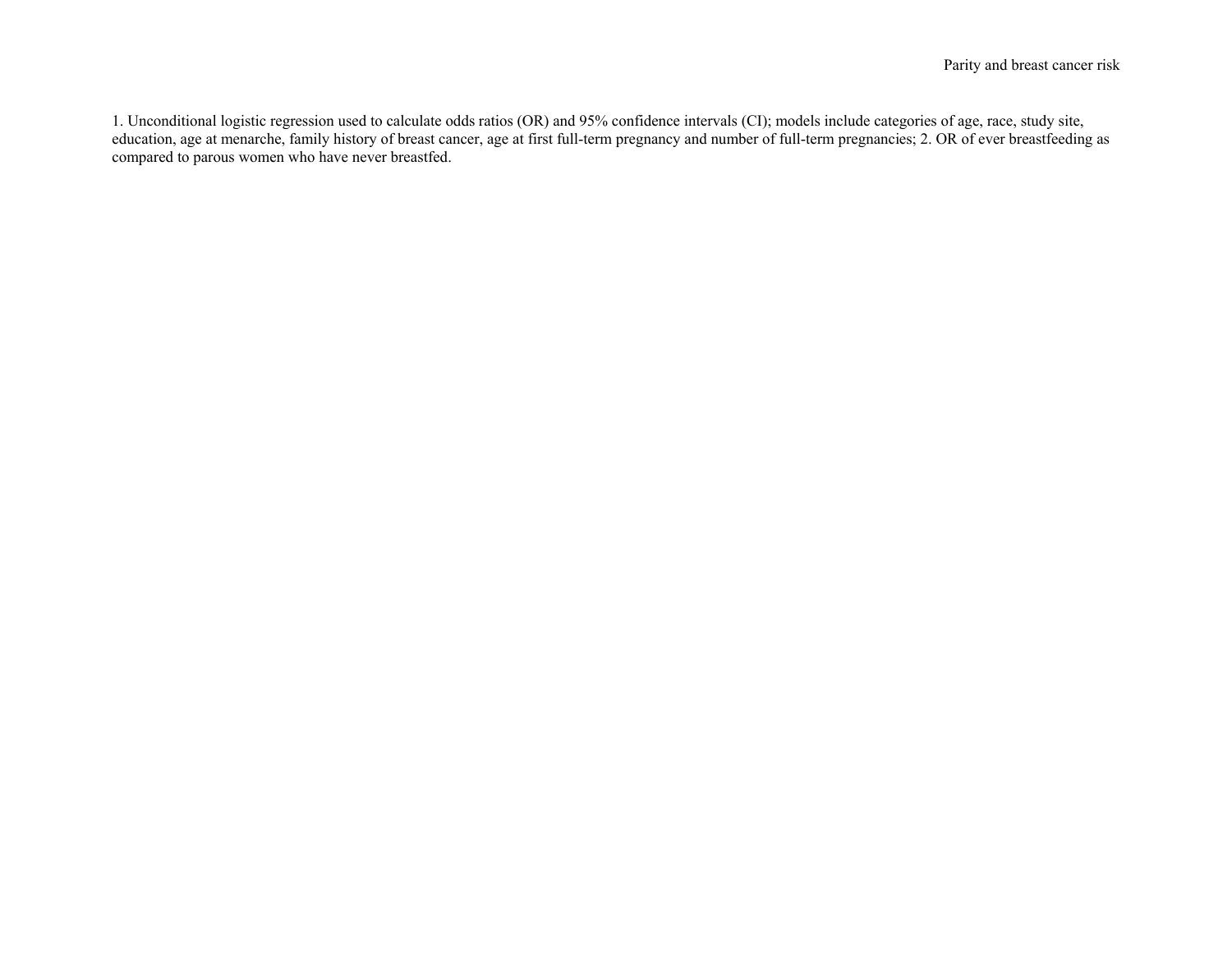1. Unconditional logistic regression used to calculate odds ratios (OR) and 95% confidence intervals (CI); models include categories of age, race, study site, education, age at menarche, family history of breast cancer, age at first full-term pregnancy and number of full-term pregnancies; 2. OR of ever breastfeeding as compared to parous women who have never breastfed.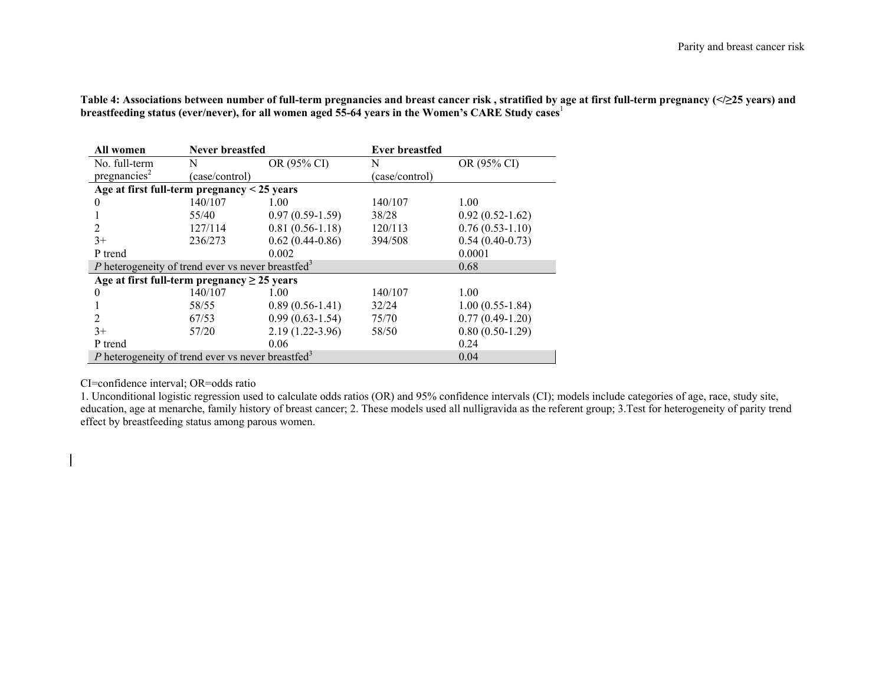**Table 4: Associations between number of full-term pregnancies and breast cancer risk , stratified by age at first full-term pregnancy (</≥25 years) and breastfeeding status (ever/never), for all women aged 55-64 years in the Women's CARE Study cases[1]**

| All women | Never breastfed | | Ever breastfed | |
|---|---|---|---|---|
| No. full-term pregnancies[2] | N (case/control) | OR (95% CI) | N (case/control) | OR (95% CI) |
| **Age at first full-term pregnancy < 25 years** | | | | |
| 0 | 140/107 | 1.00 | 140/107 | 1.00 |
| 1 | 55/40 | 0.97 (0.59-1.59) | 38/28 | 0.92 (0.52-1.62) |
| 2 | 127/114 | 0.81 (0.56-1.18) | 120/113 | 0.76 (0.53-1.10) |
| 3+ | 236/273 | 0.62 (0.44-0.86) | 394/508 | 0.54 (0.40-0.73) |
| P trend | | 0.002 | | 0.0001 |
| *P* heterogeneity of trend ever vs never breastfed[3] | | | | 0.68 |
| **Age at first full-term pregnancy ≥ 25 years** | | | | |
| 0 | 140/107 | 1.00 | 140/107 | 1.00 |
| 1 | 58/55 | 0.89 (0.56-1.41) | 32/24 | 1.00 (0.55-1.84) |
| 2 | 67/53 | 0.99 (0.63-1.54) | 75/70 | 0.77 (0.49-1.20) |
| 3+ | 57/20 | 2.19 (1.22-3.96) | 58/50 | 0.80 (0.50-1.29) |
| P trend | | 0.06 | | 0.24 |
| *P* heterogeneity of trend ever vs never breastfed[3] | | | | 0.04 |

CI=confidence interval; OR=odds ratio

1. Unconditional logistic regression used to calculate odds ratios (OR) and 95% confidence intervals (CI); models include categories of age, race, study site, education, age at menarche, family history of breast cancer; 2. These models used all nulligravida as the referent group; 3.Test for heterogeneity of parity trend effect by breastfeeding status among parous women.